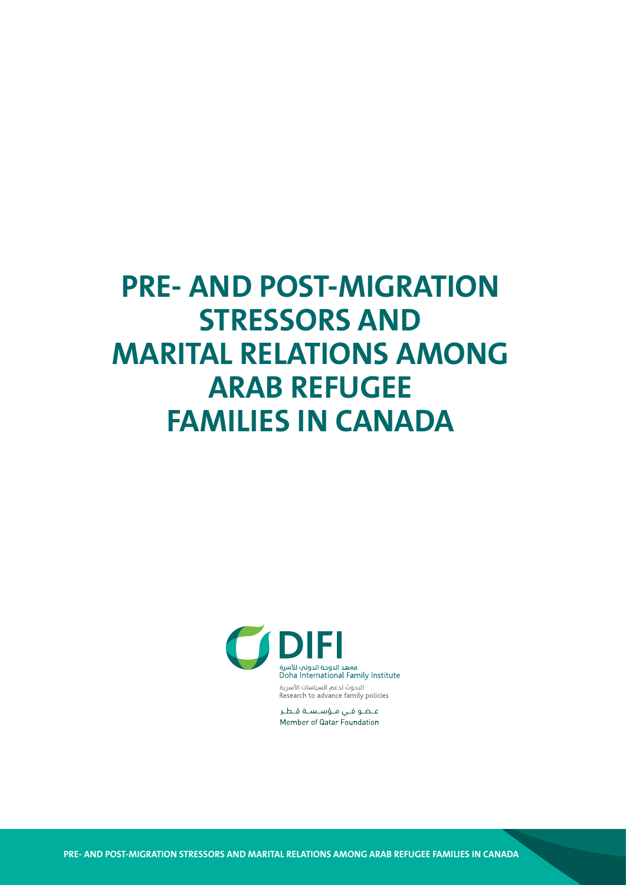# PRE- AND POST-MIGRATION STRESSORS AND MARITAL RELATIONS AMONG ARAB REFUGEE FAMILIES IN CANADA

DIFI

معهد الدوحة الدولي للأسرة
Doha International Family Institute

البحوث لدعم السياسات الأسرية
Research to advance family policies

عضو في مؤسسة قطر
Member of Qatar Foundation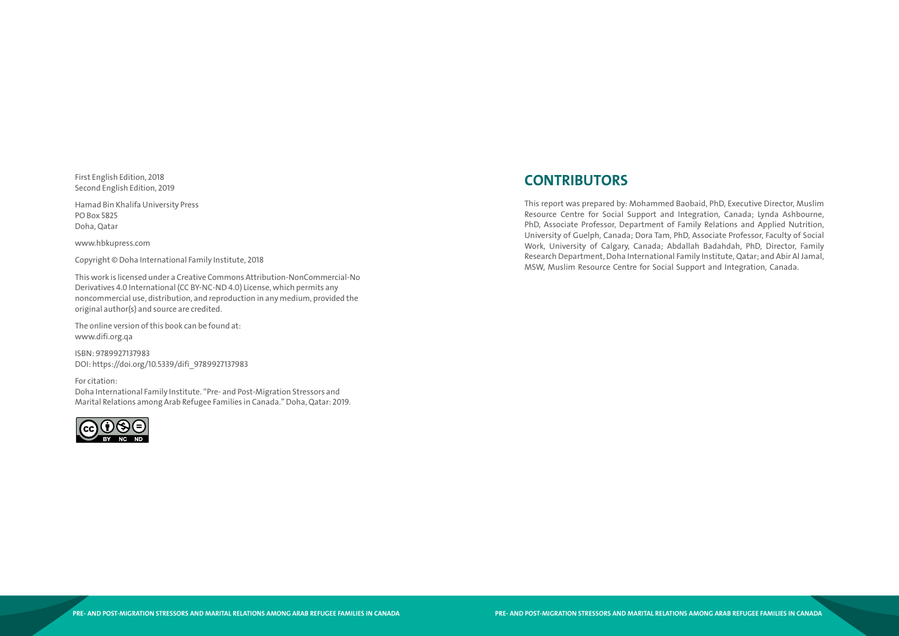First English Edition, 2018
Second English Edition, 2019

Hamad Bin Khalifa University Press
PO Box 5825
Doha, Qatar

www.hbkupress.com

Copyright © Doha International Family Institute, 2018

This work is licensed under a Creative Commons Attribution-NonCommercial-No Derivatives 4.0 International (CC BY-NC-ND 4.0) License, which permits any noncommercial use, distribution, and reproduction in any medium, provided the original author(s) and source are credited.

The online version of this book can be found at:
www.difi.org.qa

ISBN: 9789927137983
DOI: https://doi.org/10.5339/difi_9789927137983

For citation:
Doha International Family Institute. "Pre- and Post-Migration Stressors and Marital Relations among Arab Refugee Families in Canada." Doha, Qatar: 2019.

## CONTRIBUTORS

This report was prepared by: Mohammed Baobaid, PhD, Executive Director, Muslim Resource Centre for Social Support and Integration, Canada; Lynda Ashbourne, PhD, Associate Professor, Department of Family Relations and Applied Nutrition, University of Guelph, Canada; Dora Tam, PhD, Associate Professor, Faculty of Social Work, University of Calgary, Canada; Abdallah Badahdah, PhD, Director, Family Research Department, Doha International Family Institute, Qatar; and Abir Al Jamal, MSW, Muslim Resource Centre for Social Support and Integration, Canada.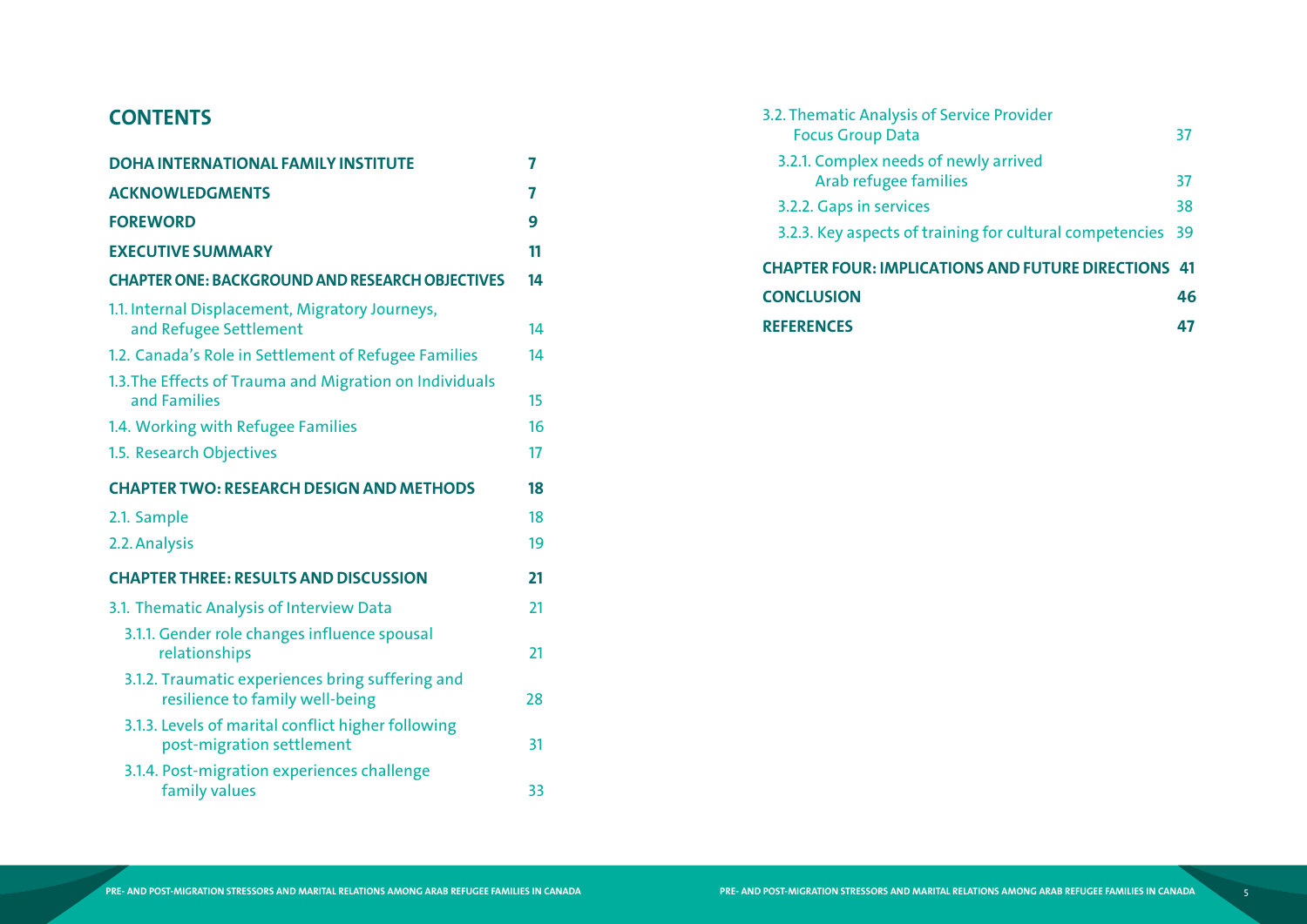# CONTENTS

| | |
|---|---|
| **DOHA INTERNATIONAL FAMILY INSTITUTE** | **7** |
| **ACKNOWLEDGMENTS** | **7** |
| **FOREWORD** | **9** |
| **EXECUTIVE SUMMARY** | **11** |
| **CHAPTER ONE: BACKGROUND AND RESEARCH OBJECTIVES** | **14** |
| 1.1. Internal Displacement, Migratory Journeys, and Refugee Settlement | 14 |
| 1.2. Canada's Role in Settlement of Refugee Families | 14 |
| 1.3. The Effects of Trauma and Migration on Individuals and Families | 15 |
| 1.4. Working with Refugee Families | 16 |
| 1.5. Research Objectives | 17 |
| **CHAPTER TWO: RESEARCH DESIGN AND METHODS** | **18** |
| 2.1. Sample | 18 |
| 2.2. Analysis | 19 |
| **CHAPTER THREE: RESULTS AND DISCUSSION** | **21** |
| 3.1. Thematic Analysis of Interview Data | 21 |
| 3.1.1. Gender role changes influence spousal relationships | 21 |
| 3.1.2. Traumatic experiences bring suffering and resilience to family well-being | 28 |
| 3.1.3. Levels of marital conflict higher following post-migration settlement | 31 |
| 3.1.4. Post-migration experiences challenge family values | 33 |
| 3.2. Thematic Analysis of Service Provider Focus Group Data | 37 |
| 3.2.1. Complex needs of newly arrived Arab refugee families | 37 |
| 3.2.2. Gaps in services | 38 |
| 3.2.3. Key aspects of training for cultural competencies | 39 |
| **CHAPTER FOUR: IMPLICATIONS AND FUTURE DIRECTIONS** | **41** |
| **CONCLUSION** | **46** |
| **REFERENCES** | **47** |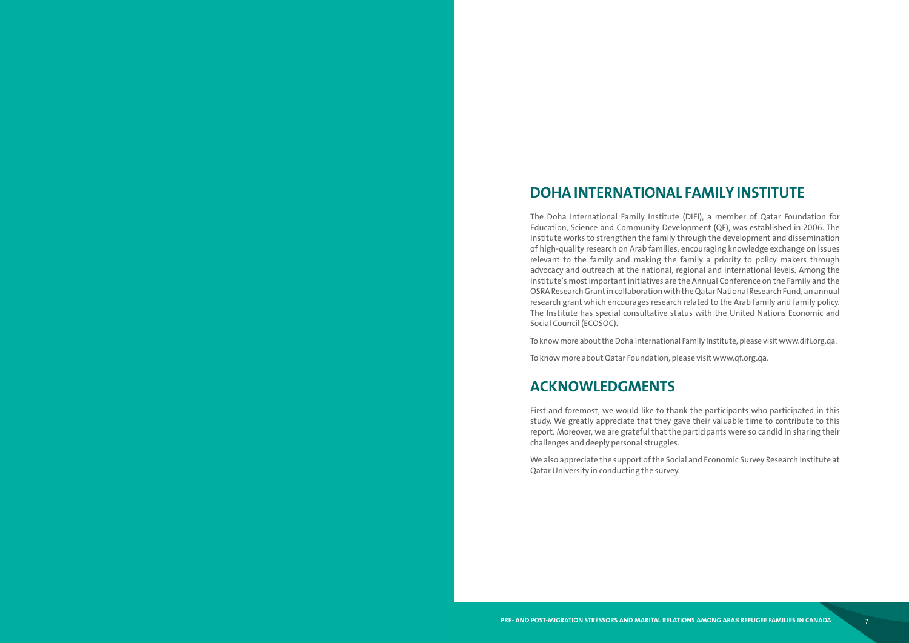## DOHA INTERNATIONAL FAMILY INSTITUTE

The Doha International Family Institute (DIFI), a member of Qatar Foundation for Education, Science and Community Development (QF), was established in 2006. The Institute works to strengthen the family through the development and dissemination of high-quality research on Arab families, encouraging knowledge exchange on issues relevant to the family and making the family a priority to policy makers through advocacy and outreach at the national, regional and international levels. Among the Institute's most important initiatives are the Annual Conference on the Family and the OSRA Research Grant in collaboration with the Qatar National Research Fund, an annual research grant which encourages research related to the Arab family and family policy. The Institute has special consultative status with the United Nations Economic and Social Council (ECOSOC).

To know more about the Doha International Family Institute, please visit www.difi.org.qa.

To know more about Qatar Foundation, please visit www.qf.org.qa.

## ACKNOWLEDGMENTS

First and foremost, we would like to thank the participants who participated in this study. We greatly appreciate that they gave their valuable time to contribute to this report. Moreover, we are grateful that the participants were so candid in sharing their challenges and deeply personal struggles.

We also appreciate the support of the Social and Economic Survey Research Institute at Qatar University in conducting the survey.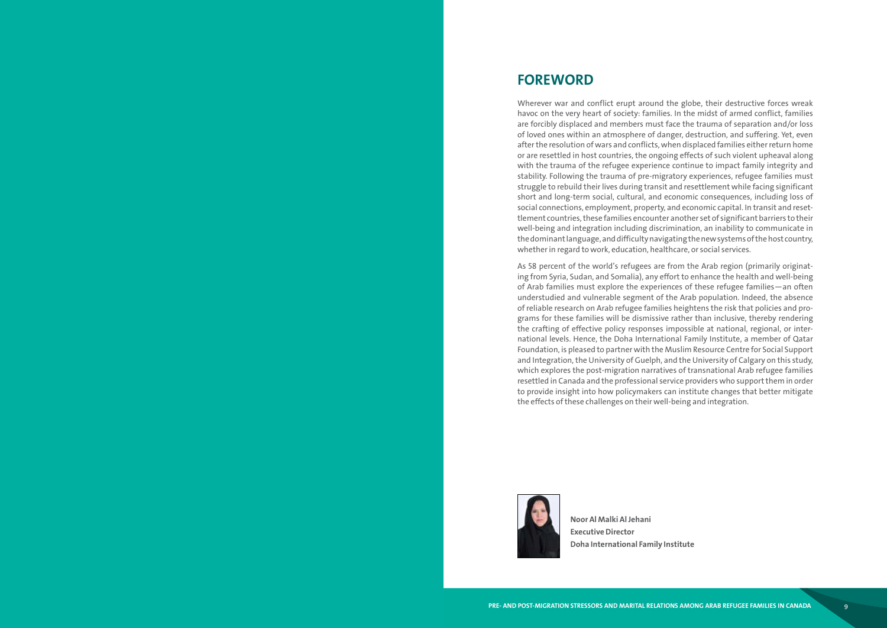# FOREWORD

Wherever war and conflict erupt around the globe, their destructive forces wreak havoc on the very heart of society: families. In the midst of armed conflict, families are forcibly displaced and members must face the trauma of separation and/or loss of loved ones within an atmosphere of danger, destruction, and suffering. Yet, even after the resolution of wars and conflicts, when displaced families either return home or are resettled in host countries, the ongoing effects of such violent upheaval along with the trauma of the refugee experience continue to impact family integrity and stability. Following the trauma of pre-migratory experiences, refugee families must struggle to rebuild their lives during transit and resettlement while facing significant short and long-term social, cultural, and economic consequences, including loss of social connections, employment, property, and economic capital. In transit and resettlement countries, these families encounter another set of significant barriers to their well-being and integration including discrimination, an inability to communicate in the dominant language, and difficulty navigating the new systems of the host country, whether in regard to work, education, healthcare, or social services.

As 58 percent of the world's refugees are from the Arab region (primarily originating from Syria, Sudan, and Somalia), any effort to enhance the health and well-being of Arab families must explore the experiences of these refugee families—an often understudied and vulnerable segment of the Arab population. Indeed, the absence of reliable research on Arab refugee families heightens the risk that policies and programs for these families will be dismissive rather than inclusive, thereby rendering the crafting of effective policy responses impossible at national, regional, or international levels. Hence, the Doha International Family Institute, a member of Qatar Foundation, is pleased to partner with the Muslim Resource Centre for Social Support and Integration, the University of Guelph, and the University of Calgary on this study, which explores the post-migration narratives of transnational Arab refugee families resettled in Canada and the professional service providers who support them in order to provide insight into how policymakers can institute changes that better mitigate the effects of these challenges on their well-being and integration.

**Noor Al Malki Al Jehani**
**Executive Director**
**Doha International Family Institute**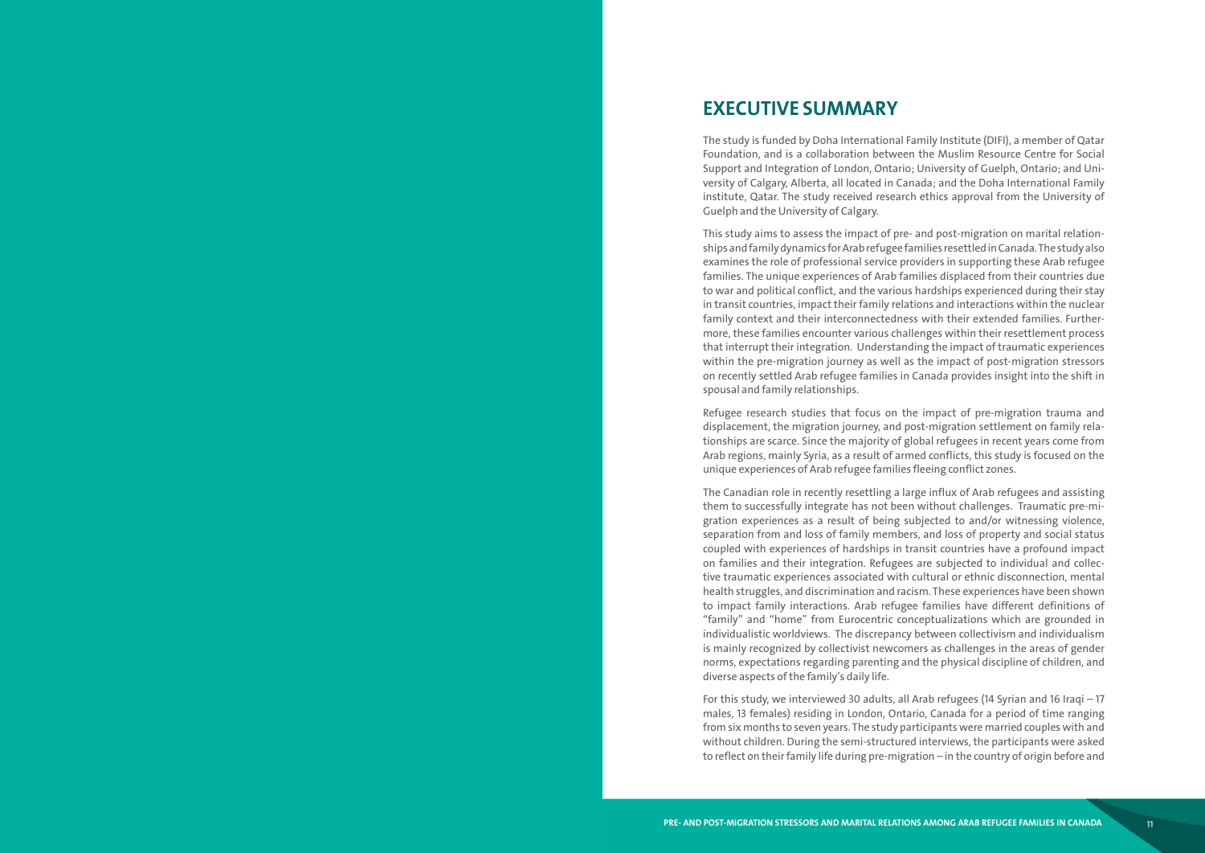# EXECUTIVE SUMMARY

The study is funded by Doha International Family Institute (DIFI), a member of Qatar Foundation, and is a collaboration between the Muslim Resource Centre for Social Support and Integration of London, Ontario; University of Guelph, Ontario; and University of Calgary, Alberta, all located in Canada; and the Doha International Family institute, Qatar. The study received research ethics approval from the University of Guelph and the University of Calgary.

This study aims to assess the impact of pre- and post-migration on marital relationships and family dynamics for Arab refugee families resettled in Canada. The study also examines the role of professional service providers in supporting these Arab refugee families. The unique experiences of Arab families displaced from their countries due to war and political conflict, and the various hardships experienced during their stay in transit countries, impact their family relations and interactions within the nuclear family context and their interconnectedness with their extended families. Furthermore, these families encounter various challenges within their resettlement process that interrupt their integration. Understanding the impact of traumatic experiences within the pre-migration journey as well as the impact of post-migration stressors on recently settled Arab refugee families in Canada provides insight into the shift in spousal and family relationships.

Refugee research studies that focus on the impact of pre-migration trauma and displacement, the migration journey, and post-migration settlement on family relationships are scarce. Since the majority of global refugees in recent years come from Arab regions, mainly Syria, as a result of armed conflicts, this study is focused on the unique experiences of Arab refugee families fleeing conflict zones.

The Canadian role in recently resettling a large influx of Arab refugees and assisting them to successfully integrate has not been without challenges. Traumatic pre-migration experiences as a result of being subjected to and/or witnessing violence, separation from and loss of family members, and loss of property and social status coupled with experiences of hardships in transit countries have a profound impact on families and their integration. Refugees are subjected to individual and collective traumatic experiences associated with cultural or ethnic disconnection, mental health struggles, and discrimination and racism. These experiences have been shown to impact family interactions. Arab refugee families have different definitions of "family" and "home" from Eurocentric conceptualizations which are grounded in individualistic worldviews. The discrepancy between collectivism and individualism is mainly recognized by collectivist newcomers as challenges in the areas of gender norms, expectations regarding parenting and the physical discipline of children, and diverse aspects of the family's daily life.

For this study, we interviewed 30 adults, all Arab refugees (14 Syrian and 16 Iraqi – 17 males, 13 females) residing in London, Ontario, Canada for a period of time ranging from six months to seven years. The study participants were married couples with and without children. During the semi-structured interviews, the participants were asked to reflect on their family life during pre-migration – in the country of origin before and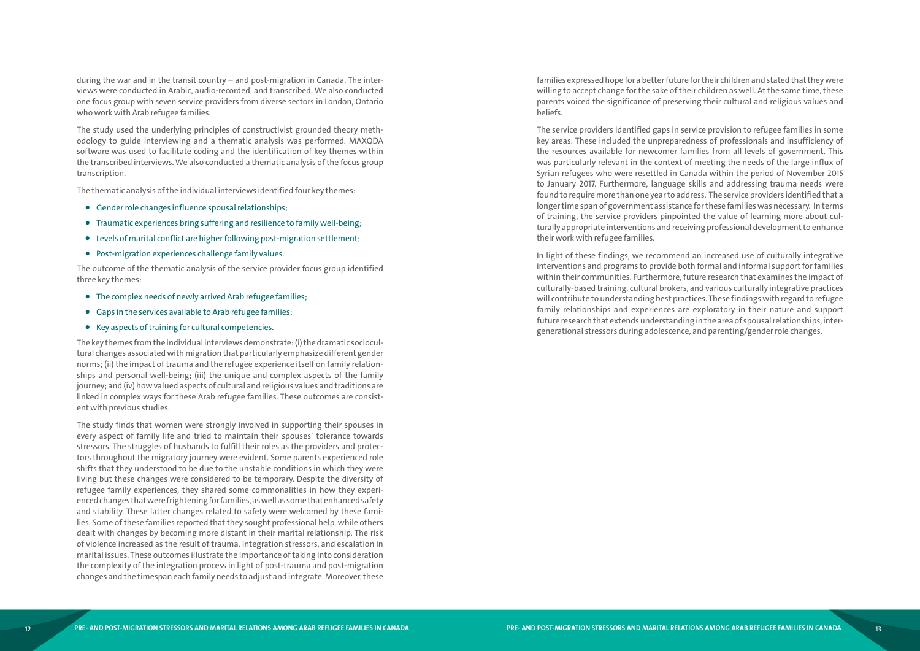during the war and in the transit country – and post-migration in Canada. The interviews were conducted in Arabic, audio-recorded, and transcribed. We also conducted one focus group with seven service providers from diverse sectors in London, Ontario who work with Arab refugee families.

The study used the underlying principles of constructivist grounded theory methodology to guide interviewing and a thematic analysis was performed. MAXQDA software was used to facilitate coding and the identification of key themes within the transcribed interviews. We also conducted a thematic analysis of the focus group transcription.

The thematic analysis of the individual interviews identified four key themes:

- Gender role changes influence spousal relationships;
- Traumatic experiences bring suffering and resilience to family well-being;
- Levels of marital conflict are higher following post-migration settlement;
- Post-migration experiences challenge family values.

The outcome of the thematic analysis of the service provider focus group identified three key themes:

- The complex needs of newly arrived Arab refugee families;
- Gaps in the services available to Arab refugee families;
- Key aspects of training for cultural competencies.

The key themes from the individual interviews demonstrate: (i) the dramatic sociocultural changes associated with migration that particularly emphasize different gender norms; (ii) the impact of trauma and the refugee experience itself on family relationships and personal well-being; (iii) the unique and complex aspects of the family journey; and (iv) how valued aspects of cultural and religious values and traditions are linked in complex ways for these Arab refugee families. These outcomes are consistent with previous studies.

The study finds that women were strongly involved in supporting their spouses in every aspect of family life and tried to maintain their spouses' tolerance towards stressors. The struggles of husbands to fulfill their roles as the providers and protectors throughout the migratory journey were evident. Some parents experienced role shifts that they understood to be due to the unstable conditions in which they were living but these changes were considered to be temporary. Despite the diversity of refugee family experiences, they shared some commonalities in how they experienced changes that were frightening for families, as well as some that enhanced safety and stability. These latter changes related to safety were welcomed by these families. Some of these families reported that they sought professional help, while others dealt with changes by becoming more distant in their marital relationship. The risk of violence increased as the result of trauma, integration stressors, and escalation in marital issues. These outcomes illustrate the importance of taking into consideration the complexity of the integration process in light of post-trauma and post-migration changes and the timespan each family needs to adjust and integrate. Moreover, these families expressed hope for a better future for their children and stated that they were willing to accept change for the sake of their children as well. At the same time, these parents voiced the significance of preserving their cultural and religious values and beliefs.

The service providers identified gaps in service provision to refugee families in some key areas. These included the unpreparedness of professionals and insufficiency of the resources available for newcomer families from all levels of government. This was particularly relevant in the context of meeting the needs of the large influx of Syrian refugees who were resettled in Canada within the period of November 2015 to January 2017. Furthermore, language skills and addressing trauma needs were found to require more than one year to address. The service providers identified that a longer time span of government assistance for these families was necessary. In terms of training, the service providers pinpointed the value of learning more about culturally appropriate interventions and receiving professional development to enhance their work with refugee families.

In light of these findings, we recommend an increased use of culturally integrative interventions and programs to provide both formal and informal support for families within their communities. Furthermore, future research that examines the impact of culturally-based training, cultural brokers, and various culturally integrative practices will contribute to understanding best practices. These findings with regard to refugee family relationships and experiences are exploratory in their nature and support future research that extends understanding in the area of spousal relationships, intergenerational stressors during adolescence, and parenting/gender role changes.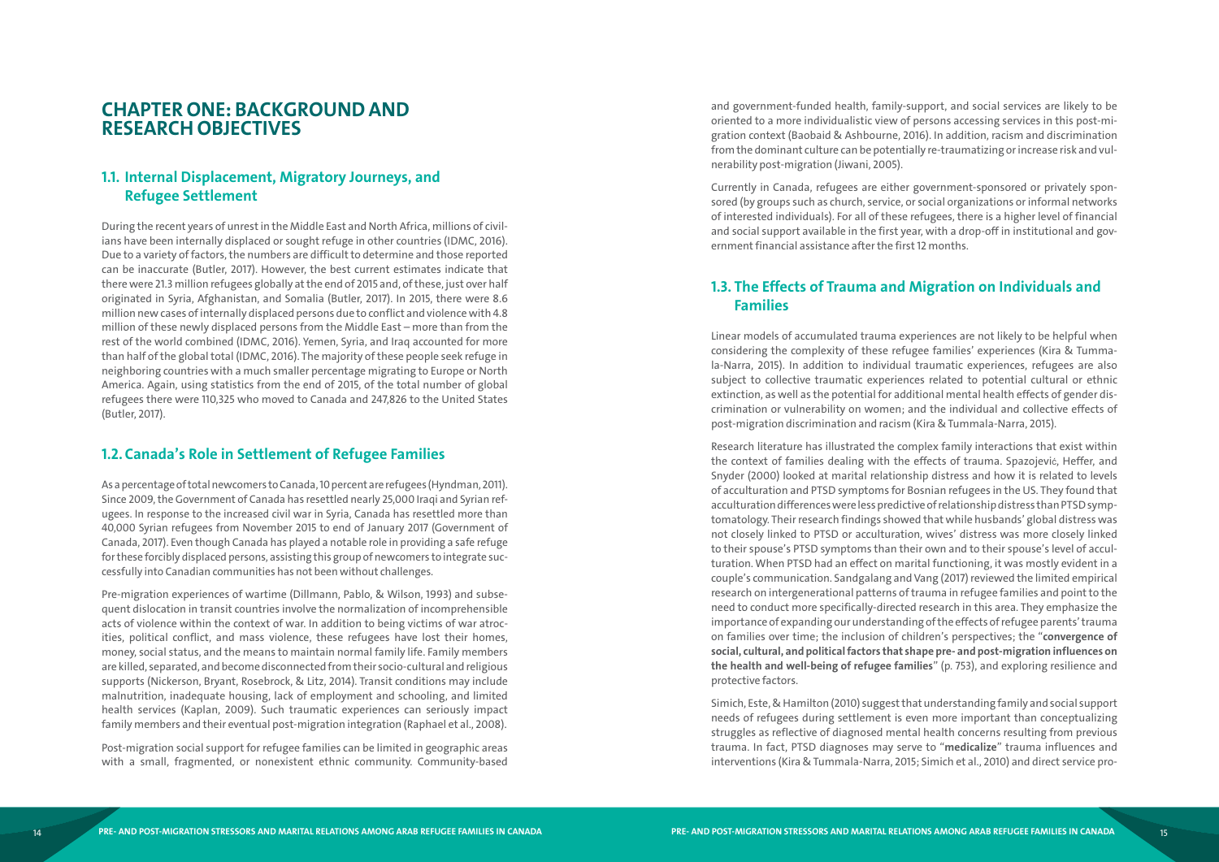# CHAPTER ONE: BACKGROUND AND RESEARCH OBJECTIVES

## 1.1. Internal Displacement, Migratory Journeys, and Refugee Settlement

During the recent years of unrest in the Middle East and North Africa, millions of civilians have been internally displaced or sought refuge in other countries (IDMC, 2016). Due to a variety of factors, the numbers are difficult to determine and those reported can be inaccurate (Butler, 2017). However, the best current estimates indicate that there were 21.3 million refugees globally at the end of 2015 and, of these, just over half originated in Syria, Afghanistan, and Somalia (Butler, 2017). In 2015, there were 8.6 million new cases of internally displaced persons due to conflict and violence with 4.8 million of these newly displaced persons from the Middle East – more than from the rest of the world combined (IDMC, 2016). Yemen, Syria, and Iraq accounted for more than half of the global total (IDMC, 2016). The majority of these people seek refuge in neighboring countries with a much smaller percentage migrating to Europe or North America. Again, using statistics from the end of 2015, of the total number of global refugees there were 110,325 who moved to Canada and 247,826 to the United States (Butler, 2017).

## 1.2. Canada's Role in Settlement of Refugee Families

As a percentage of total newcomers to Canada, 10 percent are refugees (Hyndman, 2011). Since 2009, the Government of Canada has resettled nearly 25,000 Iraqi and Syrian refugees. In response to the increased civil war in Syria, Canada has resettled more than 40,000 Syrian refugees from November 2015 to end of January 2017 (Government of Canada, 2017). Even though Canada has played a notable role in providing a safe refuge for these forcibly displaced persons, assisting this group of newcomers to integrate successfully into Canadian communities has not been without challenges.

Pre-migration experiences of wartime (Dillmann, Pablo, & Wilson, 1993) and subsequent dislocation in transit countries involve the normalization of incomprehensible acts of violence within the context of war. In addition to being victims of war atrocities, political conflict, and mass violence, these refugees have lost their homes, money, social status, and the means to maintain normal family life. Family members are killed, separated, and become disconnected from their socio-cultural and religious supports (Nickerson, Bryant, Rosebrock, & Litz, 2014). Transit conditions may include malnutrition, inadequate housing, lack of employment and schooling, and limited health services (Kaplan, 2009). Such traumatic experiences can seriously impact family members and their eventual post-migration integration (Raphael et al., 2008).

Post-migration social support for refugee families can be limited in geographic areas with a small, fragmented, or nonexistent ethnic community. Community-based and government-funded health, family-support, and social services are likely to be oriented to a more individualistic view of persons accessing services in this post-migration context (Baobaid & Ashbourne, 2016). In addition, racism and discrimination from the dominant culture can be potentially re-traumatizing or increase risk and vulnerability post-migration (Jiwani, 2005).

Currently in Canada, refugees are either government-sponsored or privately sponsored (by groups such as church, service, or social organizations or informal networks of interested individuals). For all of these refugees, there is a higher level of financial and social support available in the first year, with a drop-off in institutional and government financial assistance after the first 12 months.

## 1.3. The Effects of Trauma and Migration on Individuals and Families

Linear models of accumulated trauma experiences are not likely to be helpful when considering the complexity of these refugee families' experiences (Kira & Tummala-Narra, 2015). In addition to individual traumatic experiences, refugees are also subject to collective traumatic experiences related to potential cultural or ethnic extinction, as well as the potential for additional mental health effects of gender discrimination or vulnerability on women; and the individual and collective effects of post-migration discrimination and racism (Kira & Tummala-Narra, 2015).

Research literature has illustrated the complex family interactions that exist within the context of families dealing with the effects of trauma. Spazojević, Heffer, and Snyder (2000) looked at marital relationship distress and how it is related to levels of acculturation and PTSD symptoms for Bosnian refugees in the US. They found that acculturation differences were less predictive of relationship distress than PTSD symptomatology. Their research findings showed that while husbands' global distress was not closely linked to PTSD or acculturation, wives' distress was more closely linked to their spouse's PTSD symptoms than their own and to their spouse's level of acculturation. When PTSD had an effect on marital functioning, it was mostly evident in a couple's communication. Sandgalang and Vang (2017) reviewed the limited empirical research on intergenerational patterns of trauma in refugee families and point to the need to conduct more specifically-directed research in this area. They emphasize the importance of expanding our understanding of the effects of refugee parents' trauma on families over time; the inclusion of children's perspectives; the "**convergence of social, cultural, and political factors that shape pre- and post-migration influences on the health and well-being of refugee families**" (p. 753), and exploring resilience and protective factors.

Simich, Este, & Hamilton (2010) suggest that understanding family and social support needs of refugees during settlement is even more important than conceptualizing struggles as reflective of diagnosed mental health concerns resulting from previous trauma. In fact, PTSD diagnoses may serve to "**medicalize**" trauma influences and interventions (Kira & Tummala-Narra, 2015; Simich et al., 2010) and direct service pro-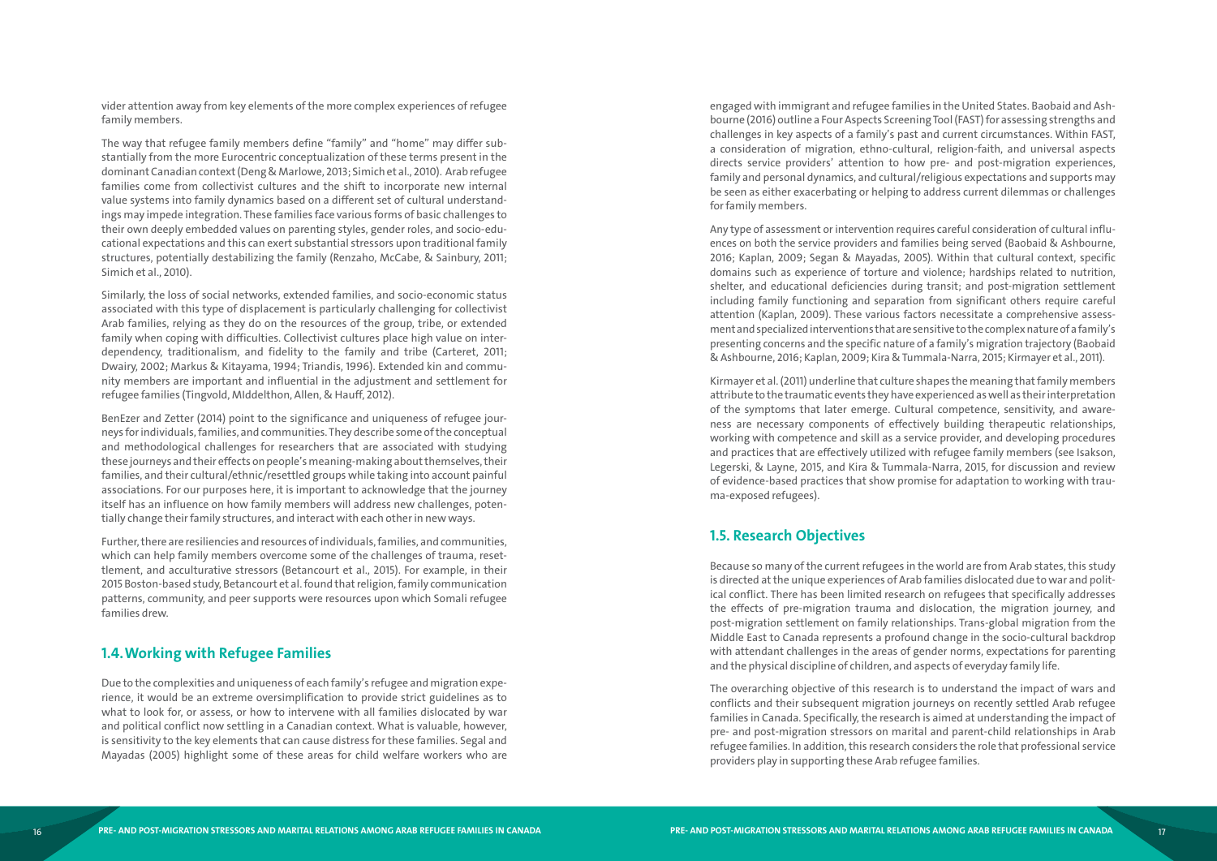vider attention away from key elements of the more complex experiences of refugee family members.

The way that refugee family members define "family" and "home" may differ substantially from the more Eurocentric conceptualization of these terms present in the dominant Canadian context (Deng & Marlowe, 2013; Simich et al., 2010). Arab refugee families come from collectivist cultures and the shift to incorporate new internal value systems into family dynamics based on a different set of cultural understandings may impede integration. These families face various forms of basic challenges to their own deeply embedded values on parenting styles, gender roles, and socio-educational expectations and this can exert substantial stressors upon traditional family structures, potentially destabilizing the family (Renzaho, McCabe, & Sainbury, 2011; Simich et al., 2010).

Similarly, the loss of social networks, extended families, and socio-economic status associated with this type of displacement is particularly challenging for collectivist Arab families, relying as they do on the resources of the group, tribe, or extended family when coping with difficulties. Collectivist cultures place high value on interdependency, traditionalism, and fidelity to the family and tribe (Carteret, 2011; Dwairy, 2002; Markus & Kitayama, 1994; Triandis, 1996). Extended kin and community members are important and influential in the adjustment and settlement for refugee families (Tingvold, MIddelthon, Allen, & Hauff, 2012).

BenEzer and Zetter (2014) point to the significance and uniqueness of refugee journeys for individuals, families, and communities. They describe some of the conceptual and methodological challenges for researchers that are associated with studying these journeys and their effects on people's meaning-making about themselves, their families, and their cultural/ethnic/resettled groups while taking into account painful associations. For our purposes here, it is important to acknowledge that the journey itself has an influence on how family members will address new challenges, potentially change their family structures, and interact with each other in new ways.

Further, there are resiliencies and resources of individuals, families, and communities, which can help family members overcome some of the challenges of trauma, resettlement, and acculturative stressors (Betancourt et al., 2015). For example, in their 2015 Boston-based study, Betancourt et al. found that religion, family communication patterns, community, and peer supports were resources upon which Somali refugee families drew.

## 1.4. Working with Refugee Families

Due to the complexities and uniqueness of each family's refugee and migration experience, it would be an extreme oversimplification to provide strict guidelines as to what to look for, or assess, or how to intervene with all families dislocated by war and political conflict now settling in a Canadian context. What is valuable, however, is sensitivity to the key elements that can cause distress for these families. Segal and Mayadas (2005) highlight some of these areas for child welfare workers who are engaged with immigrant and refugee families in the United States. Baobaid and Ashbourne (2016) outline a Four Aspects Screening Tool (FAST) for assessing strengths and challenges in key aspects of a family's past and current circumstances. Within FAST, a consideration of migration, ethno-cultural, religion-faith, and universal aspects directs service providers' attention to how pre- and post-migration experiences, family and personal dynamics, and cultural/religious expectations and supports may be seen as either exacerbating or helping to address current dilemmas or challenges for family members.

Any type of assessment or intervention requires careful consideration of cultural influences on both the service providers and families being served (Baobaid & Ashbourne, 2016; Kaplan, 2009; Segan & Mayadas, 2005). Within that cultural context, specific domains such as experience of torture and violence; hardships related to nutrition, shelter, and educational deficiencies during transit; and post-migration settlement including family functioning and separation from significant others require careful attention (Kaplan, 2009). These various factors necessitate a comprehensive assessment and specialized interventions that are sensitive to the complex nature of a family's presenting concerns and the specific nature of a family's migration trajectory (Baobaid & Ashbourne, 2016; Kaplan, 2009; Kira & Tummala-Narra, 2015; Kirmayer et al., 2011).

Kirmayer et al. (2011) underline that culture shapes the meaning that family members attribute to the traumatic events they have experienced as well as their interpretation of the symptoms that later emerge. Cultural competence, sensitivity, and awareness are necessary components of effectively building therapeutic relationships, working with competence and skill as a service provider, and developing procedures and practices that are effectively utilized with refugee family members (see Isakson, Legerski, & Layne, 2015, and Kira & Tummala-Narra, 2015, for discussion and review of evidence-based practices that show promise for adaptation to working with trauma-exposed refugees).

## 1.5. Research Objectives

Because so many of the current refugees in the world are from Arab states, this study is directed at the unique experiences of Arab families dislocated due to war and political conflict. There has been limited research on refugees that specifically addresses the effects of pre-migration trauma and dislocation, the migration journey, and post-migration settlement on family relationships. Trans-global migration from the Middle East to Canada represents a profound change in the socio-cultural backdrop with attendant challenges in the areas of gender norms, expectations for parenting and the physical discipline of children, and aspects of everyday family life.

The overarching objective of this research is to understand the impact of wars and conflicts and their subsequent migration journeys on recently settled Arab refugee families in Canada. Specifically, the research is aimed at understanding the impact of pre- and post-migration stressors on marital and parent-child relationships in Arab refugee families. In addition, this research considers the role that professional service providers play in supporting these Arab refugee families.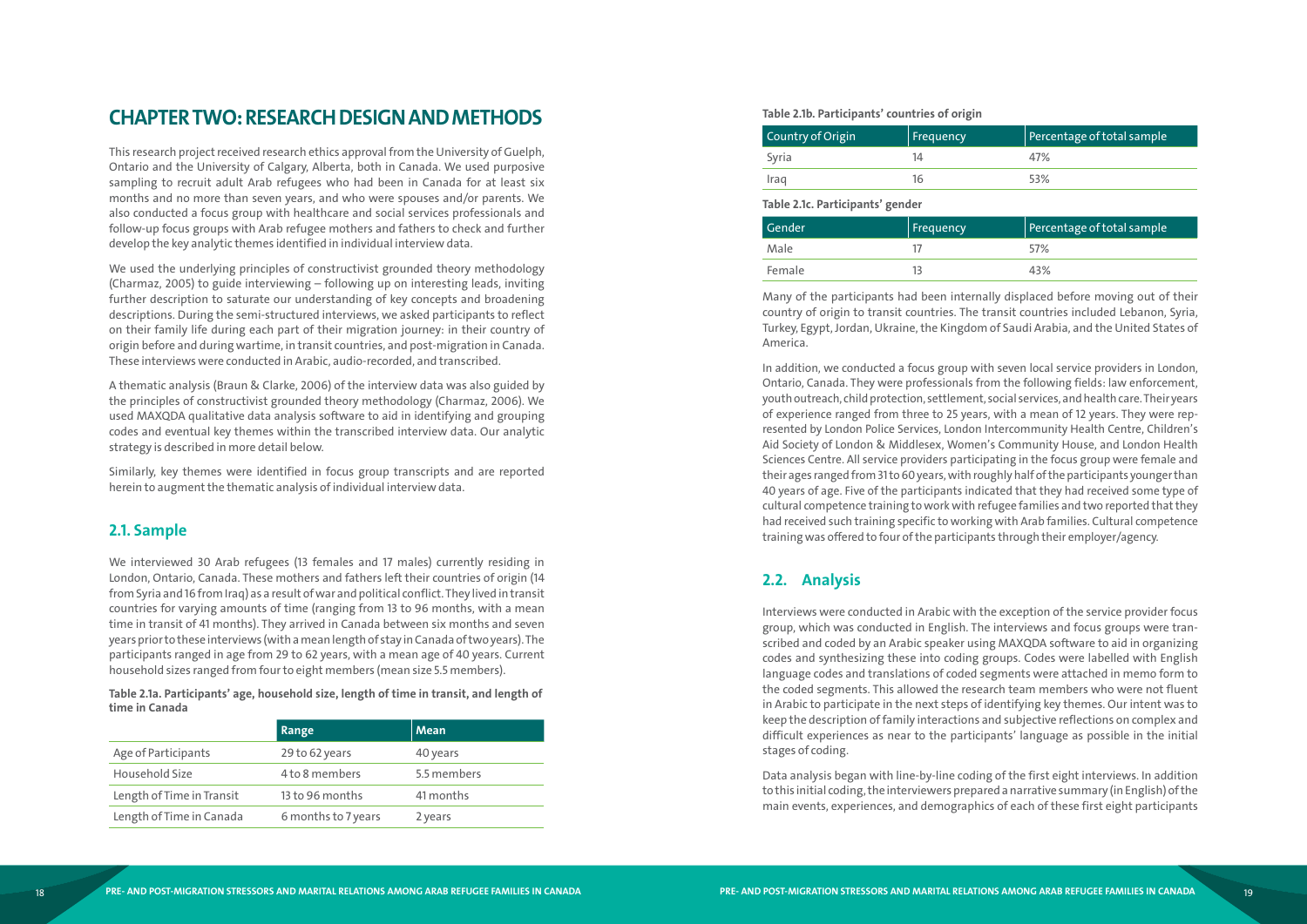# CHAPTER TWO: RESEARCH DESIGN AND METHODS

This research project received research ethics approval from the University of Guelph, Ontario and the University of Calgary, Alberta, both in Canada. We used purposive sampling to recruit adult Arab refugees who had been in Canada for at least six months and no more than seven years, and who were spouses and/or parents. We also conducted a focus group with healthcare and social services professionals and follow-up focus groups with Arab refugee mothers and fathers to check and further develop the key analytic themes identified in individual interview data.

We used the underlying principles of constructivist grounded theory methodology (Charmaz, 2005) to guide interviewing – following up on interesting leads, inviting further description to saturate our understanding of key concepts and broadening descriptions. During the semi-structured interviews, we asked participants to reflect on their family life during each part of their migration journey: in their country of origin before and during wartime, in transit countries, and post-migration in Canada. These interviews were conducted in Arabic, audio-recorded, and transcribed.

A thematic analysis (Braun & Clarke, 2006) of the interview data was also guided by the principles of constructivist grounded theory methodology (Charmaz, 2006). We used MAXQDA qualitative data analysis software to aid in identifying and grouping codes and eventual key themes within the transcribed interview data. Our analytic strategy is described in more detail below.

Similarly, key themes were identified in focus group transcripts and are reported herein to augment the thematic analysis of individual interview data.

## 2.1. Sample

We interviewed 30 Arab refugees (13 females and 17 males) currently residing in London, Ontario, Canada. These mothers and fathers left their countries of origin (14 from Syria and 16 from Iraq) as a result of war and political conflict. They lived in transit countries for varying amounts of time (ranging from 13 to 96 months, with a mean time in transit of 41 months). They arrived in Canada between six months and seven years prior to these interviews (with a mean length of stay in Canada of two years). The participants ranged in age from 29 to 62 years, with a mean age of 40 years. Current household sizes ranged from four to eight members (mean size 5.5 members).

**Table 2.1a. Participants' age, household size, length of time in transit, and length of time in Canada**

| | Range | Mean |
|---|---|---|
| Age of Participants | 29 to 62 years | 40 years |
| Household Size | 4 to 8 members | 5.5 members |
| Length of Time in Transit | 13 to 96 months | 41 months |
| Length of Time in Canada | 6 months to 7 years | 2 years |

**Table 2.1b. Participants' countries of origin**

| Country of Origin | Frequency | Percentage of total sample |
|---|---|---|
| Syria | 14 | 47% |
| Iraq | 16 | 53% |

**Table 2.1c. Participants' gender**

| Gender | Frequency | Percentage of total sample |
|---|---|---|
| Male | 17 | 57% |
| Female | 13 | 43% |

Many of the participants had been internally displaced before moving out of their country of origin to transit countries. The transit countries included Lebanon, Syria, Turkey, Egypt, Jordan, Ukraine, the Kingdom of Saudi Arabia, and the United States of America.

In addition, we conducted a focus group with seven local service providers in London, Ontario, Canada. They were professionals from the following fields: law enforcement, youth outreach, child protection, settlement, social services, and health care. Their years of experience ranged from three to 25 years, with a mean of 12 years. They were represented by London Police Services, London Intercommunity Health Centre, Children's Aid Society of London & Middlesex, Women's Community House, and London Health Sciences Centre. All service providers participating in the focus group were female and their ages ranged from 31 to 60 years, with roughly half of the participants younger than 40 years of age. Five of the participants indicated that they had received some type of cultural competence training to work with refugee families and two reported that they had received such training specific to working with Arab families. Cultural competence training was offered to four of the participants through their employer/agency.

## 2.2. Analysis

Interviews were conducted in Arabic with the exception of the service provider focus group, which was conducted in English. The interviews and focus groups were transcribed and coded by an Arabic speaker using MAXQDA software to aid in organizing codes and synthesizing these into coding groups. Codes were labelled with English language codes and translations of coded segments were attached in memo form to the coded segments. This allowed the research team members who were not fluent in Arabic to participate in the next steps of identifying key themes. Our intent was to keep the description of family interactions and subjective reflections on complex and difficult experiences as near to the participants' language as possible in the initial stages of coding.

Data analysis began with line-by-line coding of the first eight interviews. In addition to this initial coding, the interviewers prepared a narrative summary (in English) of the main events, experiences, and demographics of each of these first eight participants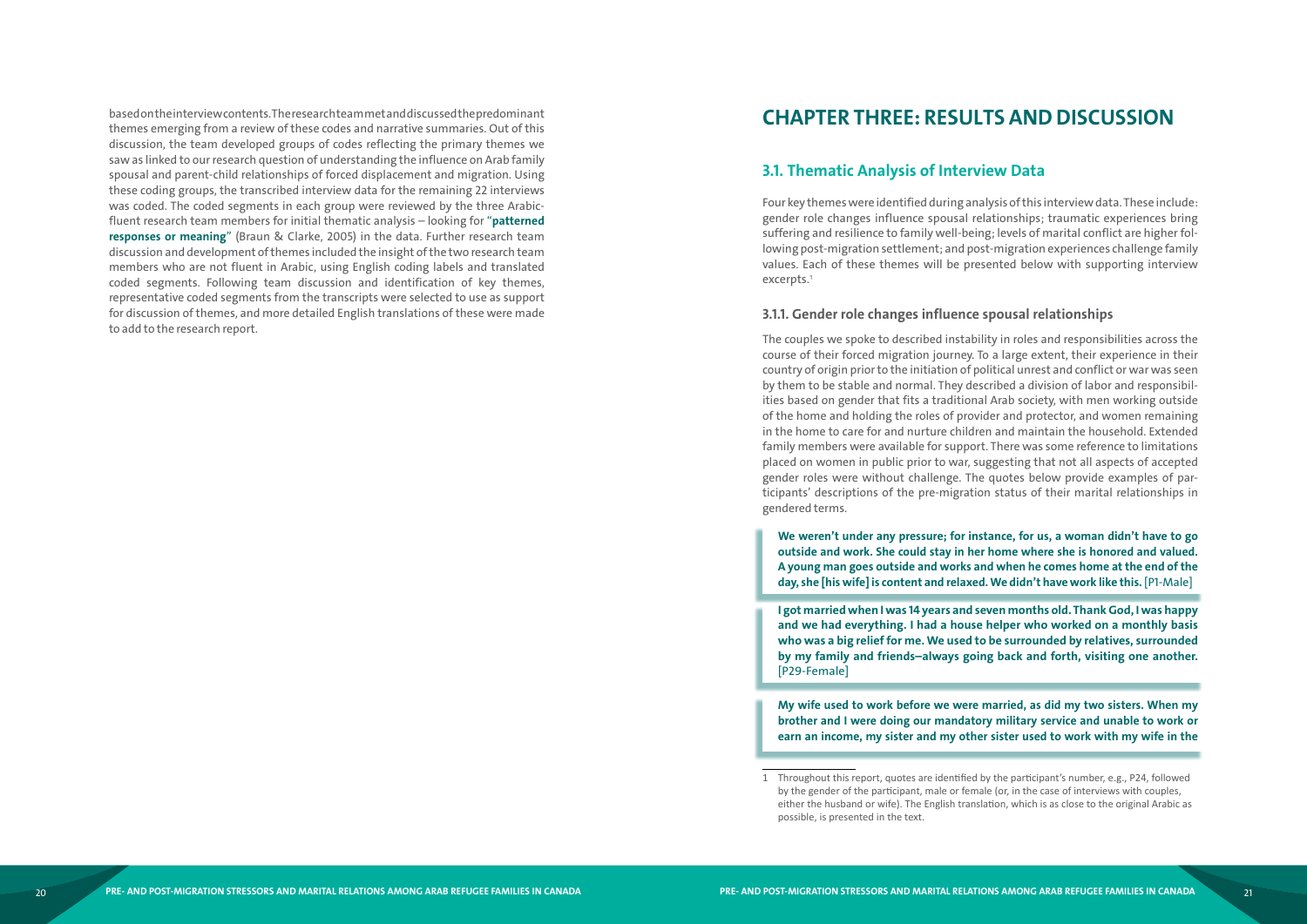based on the interview contents. The research team met and discussed the predominant themes emerging from a review of these codes and narrative summaries. Out of this discussion, the team developed groups of codes reflecting the primary themes we saw as linked to our research question of understanding the influence on Arab family spousal and parent-child relationships of forced displacement and migration. Using these coding groups, the transcribed interview data for the remaining 22 interviews was coded. The coded segments in each group were reviewed by the three Arabic-fluent research team members for initial thematic analysis – looking for "**patterned responses or meaning**" (Braun & Clarke, 2005) in the data. Further research team discussion and development of themes included the insight of the two research team members who are not fluent in Arabic, using English coding labels and translated coded segments. Following team discussion and identification of key themes, representative coded segments from the transcripts were selected to use as support for discussion of themes, and more detailed English translations of these were made to add to the research report.

# CHAPTER THREE: RESULTS AND DISCUSSION

## 3.1. Thematic Analysis of Interview Data

Four key themes were identified during analysis of this interview data. These include: gender role changes influence spousal relationships; traumatic experiences bring suffering and resilience to family well-being; levels of marital conflict are higher following post-migration settlement; and post-migration experiences challenge family values. Each of these themes will be presented below with supporting interview excerpts.[1]

### 3.1.1. Gender role changes influence spousal relationships

The couples we spoke to described instability in roles and responsibilities across the course of their forced migration journey. To a large extent, their experience in their country of origin prior to the initiation of political unrest and conflict or war was seen by them to be stable and normal. They described a division of labor and responsibilities based on gender that fits a traditional Arab society, with men working outside of the home and holding the roles of provider and protector, and women remaining in the home to care for and nurture children and maintain the household. Extended family members were available for support. There was some reference to limitations placed on women in public prior to war, suggesting that not all aspects of accepted gender roles were without challenge. The quotes below provide examples of participants' descriptions of the pre-migration status of their marital relationships in gendered terms.

> **We weren't under any pressure; for instance, for us, a woman didn't have to go outside and work. She could stay in her home where she is honored and valued. A young man goes outside and works and when he comes home at the end of the day, she [his wife] is content and relaxed. We didn't have work like this.** [P1-Male]

> **I got married when I was 14 years and seven months old. Thank God, I was happy and we had everything. I had a house helper who worked on a monthly basis who was a big relief for me. We used to be surrounded by relatives, surrounded by my family and friends–always going back and forth, visiting one another.** [P29-Female]

> **My wife used to work before we were married, as did my two sisters. When my brother and I were doing our mandatory military service and unable to work or earn an income, my sister and my other sister used to work with my wife in the**

[1] Throughout this report, quotes are identified by the participant's number, e.g., P24, followed by the gender of the participant, male or female (or, in the case of interviews with couples, either the husband or wife). The English translation, which is as close to the original Arabic as possible, is presented in the text.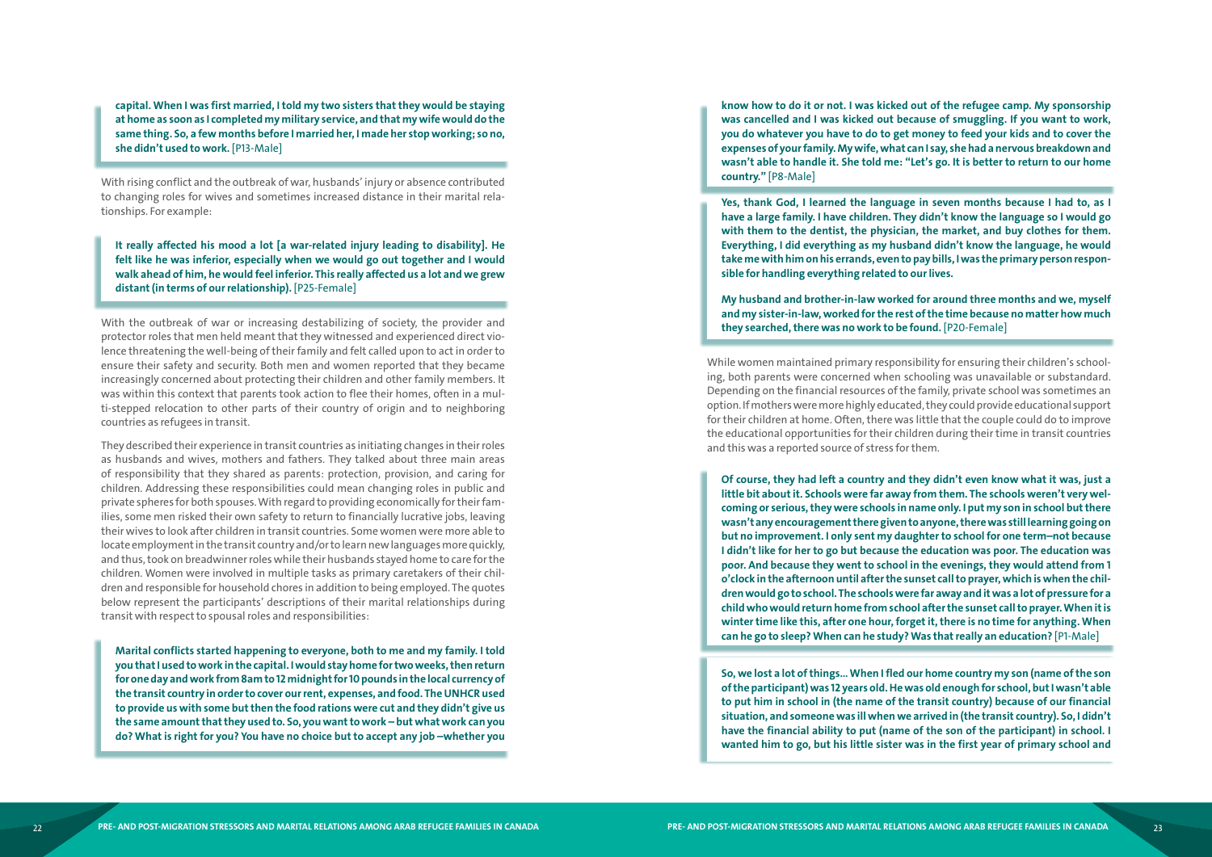**capital. When I was first married, I told my two sisters that they would be staying at home as soon as I completed my military service, and that my wife would do the same thing. So, a few months before I married her, I made her stop working; so no, she didn't used to work.** [P13-Male]

With rising conflict and the outbreak of war, husbands' injury or absence contributed to changing roles for wives and sometimes increased distance in their marital relationships. For example:

**It really affected his mood a lot [a war-related injury leading to disability]. He felt like he was inferior, especially when we would go out together and I would walk ahead of him, he would feel inferior. This really affected us a lot and we grew distant (in terms of our relationship).** [P25-Female]

With the outbreak of war or increasing destabilizing of society, the provider and protector roles that men held meant that they witnessed and experienced direct violence threatening the well-being of their family and felt called upon to act in order to ensure their safety and security. Both men and women reported that they became increasingly concerned about protecting their children and other family members. It was within this context that parents took action to flee their homes, often in a multi-stepped relocation to other parts of their country of origin and to neighboring countries as refugees in transit.

They described their experience in transit countries as initiating changes in their roles as husbands and wives, mothers and fathers. They talked about three main areas of responsibility that they shared as parents: protection, provision, and caring for children. Addressing these responsibilities could mean changing roles in public and private spheres for both spouses. With regard to providing economically for their families, some men risked their own safety to return to financially lucrative jobs, leaving their wives to look after children in transit countries. Some women were more able to locate employment in the transit country and/or to learn new languages more quickly, and thus, took on breadwinner roles while their husbands stayed home to care for the children. Women were involved in multiple tasks as primary caretakers of their children and responsible for household chores in addition to being employed. The quotes below represent the participants' descriptions of their marital relationships during transit with respect to spousal roles and responsibilities:

**Marital conflicts started happening to everyone, both to me and my family. I told you that I used to work in the capital. I would stay home for two weeks, then return for one day and work from 8am to 12 midnight for 10 pounds in the local currency of the transit country in order to cover our rent, expenses, and food. The UNHCR used to provide us with some but then the food rations were cut and they didn't give us the same amount that they used to. So, you want to work – but what work can you do? What is right for you? You have no choice but to accept any job –whether you know how to do it or not. I was kicked out of the refugee camp. My sponsorship was cancelled and I was kicked out because of smuggling. If you want to work, you do whatever you have to do to get money to feed your kids and to cover the expenses of your family. My wife, what can I say, she had a nervous breakdown and wasn't able to handle it. She told me: "Let's go. It is better to return to our home country."** [P8-Male]

**Yes, thank God, I learned the language in seven months because I had to, as I have a large family. I have children. They didn't know the language so I would go with them to the dentist, the physician, the market, and buy clothes for them. Everything, I did everything as my husband didn't know the language, he would take me with him on his errands, even to pay bills, I was the primary person responsible for handling everything related to our lives.**

**My husband and brother-in-law worked for around three months and we, myself and my sister-in-law, worked for the rest of the time because no matter how much they searched, there was no work to be found.** [P20-Female]

While women maintained primary responsibility for ensuring their children's schooling, both parents were concerned when schooling was unavailable or substandard. Depending on the financial resources of the family, private school was sometimes an option. If mothers were more highly educated, they could provide educational support for their children at home. Often, there was little that the couple could do to improve the educational opportunities for their children during their time in transit countries and this was a reported source of stress for them.

**Of course, they had left a country and they didn't even know what it was, just a little bit about it. Schools were far away from them. The schools weren't very welcoming or serious, they were schools in name only. I put my son in school but there wasn't any encouragement there given to anyone, there was still learning going on but no improvement. I only sent my daughter to school for one term–not because I didn't like for her to go but because the education was poor. The education was poor. And because they went to school in the evenings, they would attend from 1 o'clock in the afternoon until after the sunset call to prayer, which is when the children would go to school. The schools were far away and it was a lot of pressure for a child who would return home from school after the sunset call to prayer. When it is winter time like this, after one hour, forget it, there is no time for anything. When can he go to sleep? When can he study? Was that really an education?** [P1-Male]

**So, we lost a lot of things... When I fled our home country my son (name of the son of the participant) was 12 years old. He was old enough for school, but I wasn't able to put him in school in (the name of the transit country) because of our financial situation, and someone was ill when we arrived in (the transit country). So, I didn't have the financial ability to put (name of the son of the participant) in school. I wanted him to go, but his little sister was in the first year of primary school and**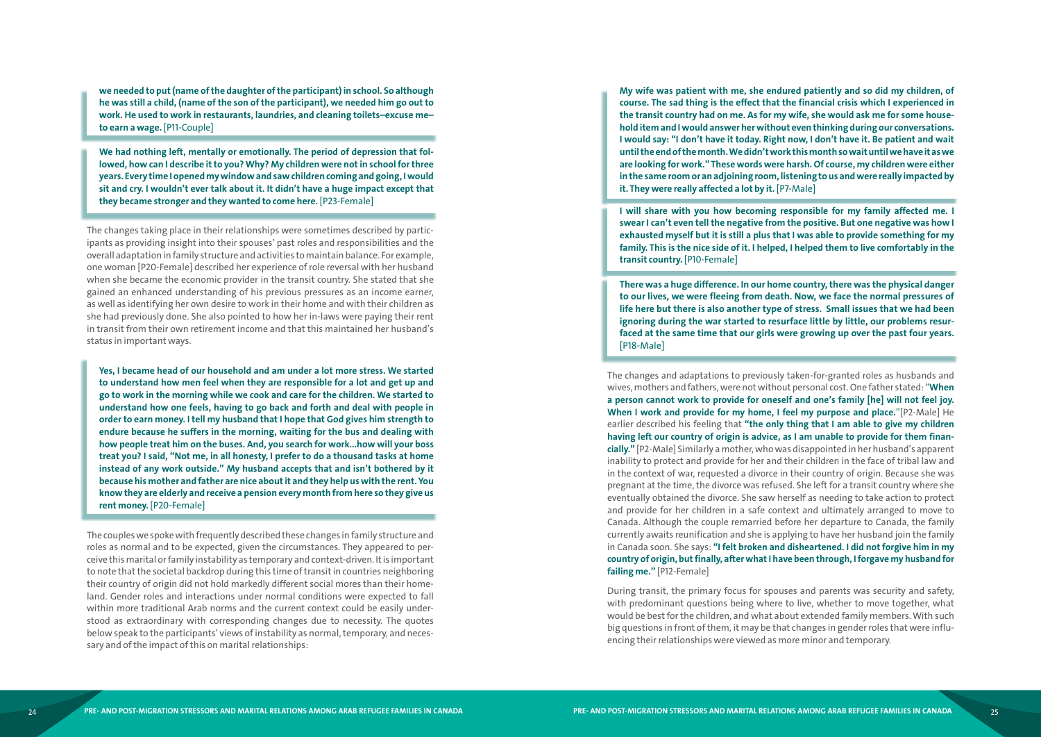**we needed to put (name of the daughter of the participant) in school. So although he was still a child, (name of the son of the participant), we needed him go out to work. He used to work in restaurants, laundries, and cleaning toilets—excuse me—to earn a wage.** [P11-Couple]

**We had nothing left, mentally or emotionally. The period of depression that followed, how can I describe it to you? Why? My children were not in school for three years. Every time I opened my window and saw children coming and going, I would sit and cry. I wouldn't ever talk about it. It didn't have a huge impact except that they became stronger and they wanted to come here.** [P23-Female]

The changes taking place in their relationships were sometimes described by participants as providing insight into their spouses' past roles and responsibilities and the overall adaptation in family structure and activities to maintain balance. For example, one woman [P20-Female] described her experience of role reversal with her husband when she became the economic provider in the transit country. She stated that she gained an enhanced understanding of his previous pressures as an income earner, as well as identifying her own desire to work in their home and with their children as she had previously done. She also pointed to how her in-laws were paying their rent in transit from their own retirement income and that this maintained her husband's status in important ways.

**Yes, I became head of our household and am under a lot more stress. We started to understand how men feel when they are responsible for a lot and get up and go to work in the morning while we cook and care for the children. We started to understand how one feels, having to go back and forth and deal with people in order to earn money. I tell my husband that I hope that God gives him strength to endure because he suffers in the morning, waiting for the bus and dealing with how people treat him on the buses. And, you search for work…how will your boss treat you? I said, "Not me, in all honesty, I prefer to do a thousand tasks at home instead of any work outside." My husband accepts that and isn't bothered by it because his mother and father are nice about it and they help us with the rent. You know they are elderly and receive a pension every month from here so they give us rent money.** [P20-Female]

The couples we spoke with frequently described these changes in family structure and roles as normal and to be expected, given the circumstances. They appeared to perceive this marital or family instability as temporary and context-driven. It is important to note that the societal backdrop during this time of transit in countries neighboring their country of origin did not hold markedly different social mores than their homeland. Gender roles and interactions under normal conditions were expected to fall within more traditional Arab norms and the current context could be easily understood as extraordinary with corresponding changes due to necessity. The quotes below speak to the participants' views of instability as normal, temporary, and necessary and of the impact of this on marital relationships:

**My wife was patient with me, she endured patiently and so did my children, of course. The sad thing is the effect that the financial crisis which I experienced in the transit country had on me. As for my wife, she would ask me for some household item and I would answer her without even thinking during our conversations. I would say: "I don't have it today. Right now, I don't have it. Be patient and wait until the end of the month. We didn't work this month so wait until we have it as we are looking for work." These words were harsh. Of course, my children were either in the same room or an adjoining room, listening to us and were really impacted by it. They were really affected a lot by it.** [P7-Male]

**I will share with you how becoming responsible for my family affected me. I swear I can't even tell the negative from the positive. But one negative was how I exhausted myself but it is still a plus that I was able to provide something for my family. This is the nice side of it. I helped, I helped them to live comfortably in the transit country.** [P10-Female]

**There was a huge difference. In our home country, there was the physical danger to our lives, we were fleeing from death. Now, we face the normal pressures of life here but there is also another type of stress. Small issues that we had been ignoring during the war started to resurface little by little, our problems resurfaced at the same time that our girls were growing up over the past four years.** [P18-Male]

The changes and adaptations to previously taken-for-granted roles as husbands and wives, mothers and fathers, were not without personal cost. One father stated: "**When a person cannot work to provide for oneself and one's family [he] will not feel joy. When I work and provide for my home, I feel my purpose and place.**"[P2-Male] He earlier described his feeling that **"the only thing that I am able to give my children having left our country of origin is advice, as I am unable to provide for them financially."** [P2-Male] Similarly a mother, who was disappointed in her husband's apparent inability to protect and provide for her and their children in the face of tribal law and in the context of war, requested a divorce in their country of origin. Because she was pregnant at the time, the divorce was refused. She left for a transit country where she eventually obtained the divorce. She saw herself as needing to take action to protect and provide for her children in a safe context and ultimately arranged to move to Canada. Although the couple remarried before her departure to Canada, the family currently awaits reunification and she is applying to have her husband join the family in Canada soon. She says: **"I felt broken and disheartened. I did not forgive him in my country of origin, but finally, after what I have been through, I forgave my husband for failing me."** [P12-Female]

During transit, the primary focus for spouses and parents was security and safety, with predominant questions being where to live, whether to move together, what would be best for the children, and what about extended family members. With such big questions in front of them, it may be that changes in gender roles that were influencing their relationships were viewed as more minor and temporary.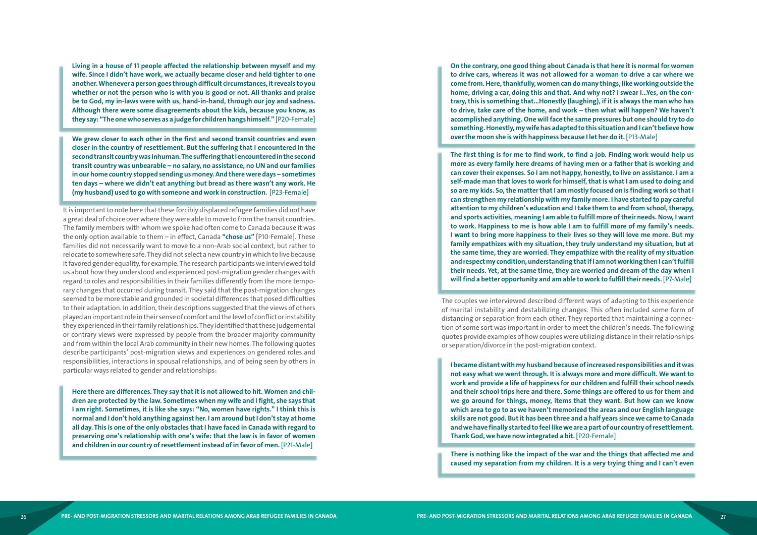**Living in a house of 11 people affected the relationship between myself and my wife. Since I didn't have work, we actually became closer and held tighter to one another. Whenever a person goes through difficult circumstances, it reveals to you whether or not the person who is with you is good or not. All thanks and praise be to God, my in-laws were with us, hand-in-hand, through our joy and sadness. Although there were some disagreements about the kids, because you know, as they say: "The one who serves as a judge for children hangs himself."** [P20-Female]

**We grew closer to each other in the first and second transit countries and even closer in the country of resettlement. But the suffering that I encountered in the second transit country was inhuman. The suffering that I encountered in the second transit country was unbearable – no salary, no assistance, no UN and our families in our home country stopped sending us money. And there were days – sometimes ten days – where we didn't eat anything but bread as there wasn't any work. He (my husband) used to go with someone and work in construction.** [P23-Female]

It is important to note here that these forcibly displaced refugee families did not have a great deal of choice over where they were able to move to from the transit countries. The family members with whom we spoke had often come to Canada because it was the only option available to them – in effect, Canada **"chose us"** [P10-Female]. These families did not necessarily want to move to a non-Arab social context, but rather to relocate to somewhere safe. They did not select a new country in which to live because it favored gender equality, for example. The research participants we interviewed told us about how they understood and experienced post-migration gender changes with regard to roles and responsibilities in their families differently from the more temporary changes that occurred during transit. They said that the post-migration changes seemed to be more stable and grounded in societal differences that posed difficulties to their adaptation. In addition, their descriptions suggested that the views of others played an important role in their sense of comfort and the level of conflict or instability they experienced in their family relationships. They identified that these judgemental or contrary views were expressed by people from the broader majority community and from within the local Arab community in their new homes. The following quotes describe participants' post-migration views and experiences on gendered roles and responsibilities, interactions in spousal relationships, and of being seen by others in particular ways related to gender and relationships:

**Here there are differences. They say that it is not allowed to hit. Women and children are protected by the law. Sometimes when my wife and I fight, she says that I am right. Sometimes, it is like she says: "No, women have rights." I think this is normal and I don't hold anything against her. I am around but I don't stay at home all day. This is one of the only obstacles that I have faced in Canada with regard to preserving one's relationship with one's wife: that the law is in favor of women and children in our country of resettlement instead of in favor of men.** [P21-Male]

**On the contrary, one good thing about Canada is that here it is normal for women to drive cars, whereas it was not allowed for a woman to drive a car where we come from. Here, thankfully, women can do many things, like working outside the home, driving a car, doing this and that. And why not? I swear I...Yes, on the contrary, this is something that...Honestly (laughing), if it is always the man who has to drive, take care of the home, and work – then what will happen? We haven't accomplished anything. One will face the same pressures but one should try to do something. Honestly, my wife has adapted to this situation and I can't believe how over the moon she is with happiness because I let her do it.** [P13-Male]

**The first thing is for me to find work, to find a job. Finding work would help us more as every family here dreams of having men or a father that is working and can cover their expenses. So I am not happy, honestly, to live on assistance. I am a self-made man that loves to work for himself, that is what I am used to doing and so are my kids. So, the matter that I am mostly focused on is finding work so that I can strengthen my relationship with my family more. I have started to pay careful attention to my children's education and I take them to and from school, therapy, and sports activities, meaning I am able to fulfill more of their needs. Now, I want to work. Happiness to me is how able I am to fulfill more of my family's needs. I want to bring more happiness to their lives so they will love me more. But my family empathizes with my situation, they truly understand my situation, but at the same time, they are worried. They empathize with the reality of my situation and respect my condition, understanding that if I am not working then I can't fulfill their needs. Yet, at the same time, they are worried and dream of the day when I will find a better opportunity and am able to work to fulfill their needs.** [P7-Male]

The couples we interviewed described different ways of adapting to this experience of marital instability and destabilizing changes. This often included some form of distancing or separation from each other. They reported that maintaining a connection of some sort was important in order to meet the children's needs. The following quotes provide examples of how couples were utilizing distance in their relationships or separation/divorce in the post-migration context.

**I became distant with my husband because of increased responsibilities and it was not easy what we went through. It is always more and more difficult. We want to work and provide a life of happiness for our children and fulfill their school needs and their school trips here and there. Some things are offered to us for them and we go around for things, money, items that they want. But how can we know which area to go to as we haven't memorized the areas and our English language skills are not good. But it has been three and a half years since we came to Canada and we have finally started to feel like we are a part of our country of resettlement. Thank God, we have now integrated a bit.** [P20-Female]

**There is nothing like the impact of the war and the things that affected me and caused my separation from my children. It is a very trying thing and I can't even**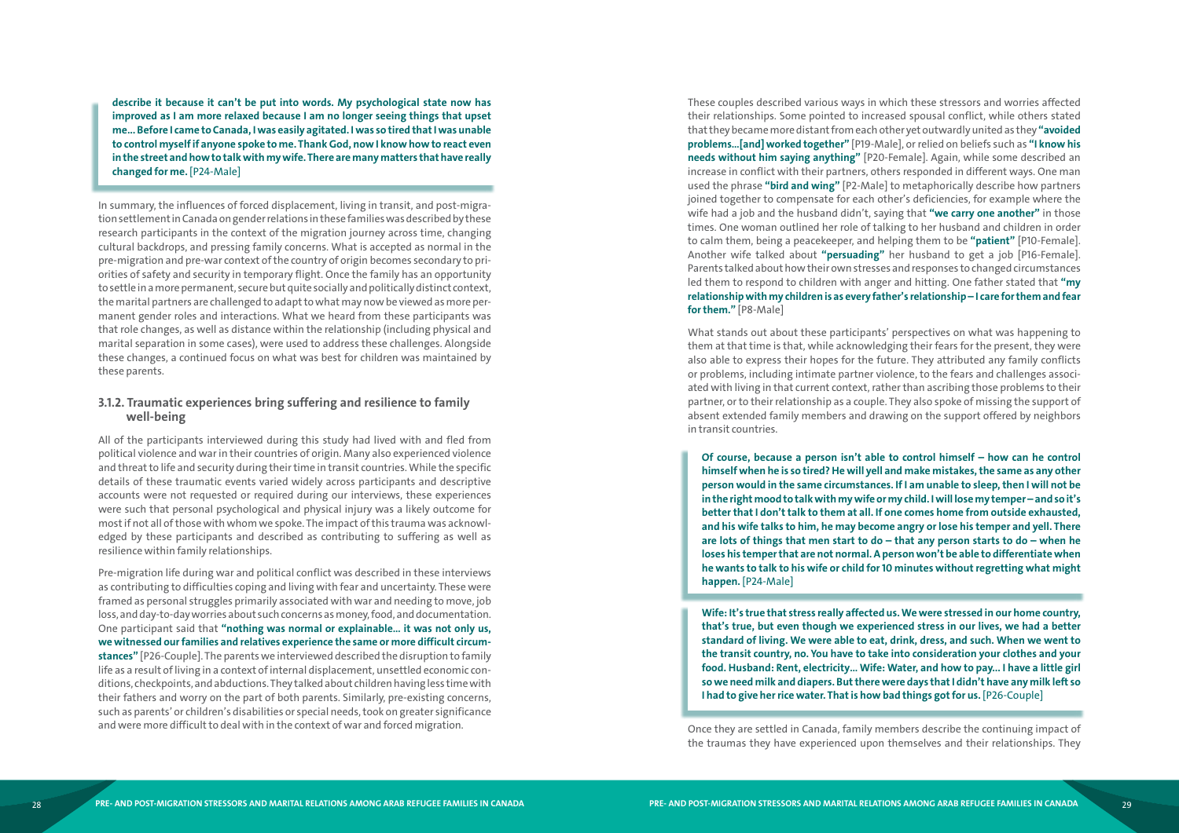> **describe it because it can't be put into words. My psychological state now has improved as I am more relaxed because I am no longer seeing things that upset me... Before I came to Canada, I was easily agitated. I was so tired that I was unable to control myself if anyone spoke to me. Thank God, now I know how to react even in the street and how to talk with my wife. There are many matters that have really changed for me.** [P24-Male]

In summary, the influences of forced displacement, living in transit, and post-migration settlement in Canada on gender relations in these families was described by these research participants in the context of the migration journey across time, changing cultural backdrops, and pressing family concerns. What is accepted as normal in the pre-migration and pre-war context of the country of origin becomes secondary to priorities of safety and security in temporary flight. Once the family has an opportunity to settle in a more permanent, secure but quite socially and politically distinct context, the marital partners are challenged to adapt to what may now be viewed as more permanent gender roles and interactions. What we heard from these participants was that role changes, as well as distance within the relationship (including physical and marital separation in some cases), were used to address these challenges. Alongside these changes, a continued focus on what was best for children was maintained by these parents.

### 3.1.2. Traumatic experiences bring suffering and resilience to family well-being

All of the participants interviewed during this study had lived with and fled from political violence and war in their countries of origin. Many also experienced violence and threat to life and security during their time in transit countries. While the specific details of these traumatic events varied widely across participants and descriptive accounts were not requested or required during our interviews, these experiences were such that personal psychological and physical injury was a likely outcome for most if not all of those with whom we spoke. The impact of this trauma was acknowledged by these participants and described as contributing to suffering as well as resilience within family relationships.

Pre-migration life during war and political conflict was described in these interviews as contributing to difficulties coping and living with fear and uncertainty. These were framed as personal struggles primarily associated with war and needing to move, job loss, and day-to-day worries about such concerns as money, food, and documentation. One participant said that **"nothing was normal or explainable... it was not only us, we witnessed our families and relatives experience the same or more difficult circumstances"** [P26-Couple]. The parents we interviewed described the disruption to family life as a result of living in a context of internal displacement, unsettled economic conditions, checkpoints, and abductions. They talked about children having less time with their fathers and worry on the part of both parents. Similarly, pre-existing concerns, such as parents' or children's disabilities or special needs, took on greater significance and were more difficult to deal with in the context of war and forced migration.

These couples described various ways in which these stressors and worries affected their relationships. Some pointed to increased spousal conflict, while others stated that they became more distant from each other yet outwardly united as they **"avoided problems...[and] worked together"** [P19-Male], or relied on beliefs such as **"I know his needs without him saying anything"** [P20-Female]. Again, while some described an increase in conflict with their partners, others responded in different ways. One man used the phrase **"bird and wing"** [P2-Male] to metaphorically describe how partners joined together to compensate for each other's deficiencies, for example where the wife had a job and the husband didn't, saying that **"we carry one another"** in those times. One woman outlined her role of talking to her husband and children in order to calm them, being a peacekeeper, and helping them to be **"patient"** [P10-Female]. Another wife talked about **"persuading"** her husband to get a job [P16-Female]. Parents talked about how their own stresses and responses to changed circumstances led them to respond to children with anger and hitting. One father stated that **"my relationship with my children is as every father's relationship – I care for them and fear for them."** [P8-Male]

What stands out about these participants' perspectives on what was happening to them at that time is that, while acknowledging their fears for the present, they were also able to express their hopes for the future. They attributed any family conflicts or problems, including intimate partner violence, to the fears and challenges associated with living in that current context, rather than ascribing those problems to their partner, or to their relationship as a couple. They also spoke of missing the support of absent extended family members and drawing on the support offered by neighbors in transit countries.

> **Of course, because a person isn't able to control himself – how can he control himself when he is so tired? He will yell and make mistakes, the same as any other person would in the same circumstances. If I am unable to sleep, then I will not be in the right mood to talk with my wife or my child. I will lose my temper – and so it's better that I don't talk to them at all. If one comes home from outside exhausted, and his wife talks to him, he may become angry or lose his temper and yell. There are lots of things that men start to do – that any person starts to do – when he loses his temper that are not normal. A person won't be able to differentiate when he wants to talk to his wife or child for 10 minutes without regretting what might happen.** [P24-Male]

> **Wife: It's true that stress really affected us. We were stressed in our home country, that's true, but even though we experienced stress in our lives, we had a better standard of living. We were able to eat, drink, dress, and such. When we went to the transit country, no. You have to take into consideration your clothes and your food. Husband: Rent, electricity... Wife: Water, and how to pay... I have a little girl so we need milk and diapers. But there were days that I didn't have any milk left so I had to give her rice water. That is how bad things got for us.** [P26-Couple]

Once they are settled in Canada, family members describe the continuing impact of the traumas they have experienced upon themselves and their relationships. They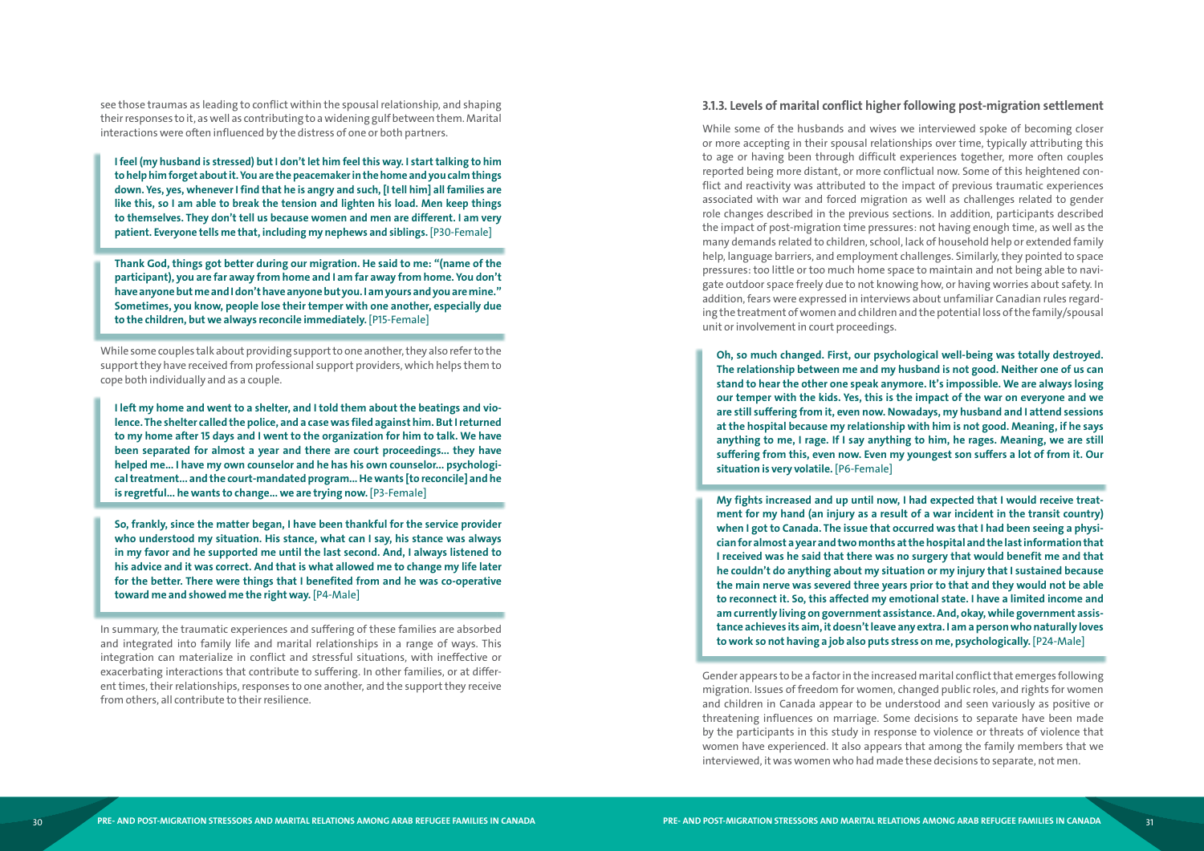see those traumas as leading to conflict within the spousal relationship, and shaping their responses to it, as well as contributing to a widening gulf between them. Marital interactions were often influenced by the distress of one or both partners.

> **I feel (my husband is stressed) but I don't let him feel this way. I start talking to him to help him forget about it. You are the peacemaker in the home and you calm things down. Yes, yes, whenever I find that he is angry and such, [I tell him] all families are like this, so I am able to break the tension and lighten his load. Men keep things to themselves. They don't tell us because women and men are different. I am very patient. Everyone tells me that, including my nephews and siblings.** [P30-Female]

> **Thank God, things got better during our migration. He said to me: "(name of the participant), you are far away from home and I am far away from home. You don't have anyone but me and I don't have anyone but you. I am yours and you are mine." Sometimes, you know, people lose their temper with one another, especially due to the children, but we always reconcile immediately.** [P15-Female]

While some couples talk about providing support to one another, they also refer to the support they have received from professional support providers, which helps them to cope both individually and as a couple.

> **I left my home and went to a shelter, and I told them about the beatings and violence. The shelter called the police, and a case was filed against him. But I returned to my home after 15 days and I went to the organization for him to talk. We have been separated for almost a year and there are court proceedings... they have helped me... I have my own counselor and he has his own counselor... psychological treatment... and the court-mandated program... He wants [to reconcile] and he is regretful... he wants to change... we are trying now.** [P3-Female]

> **So, frankly, since the matter began, I have been thankful for the service provider who understood my situation. His stance, what can I say, his stance was always in my favor and he supported me until the last second. And, I always listened to his advice and it was correct. And that is what allowed me to change my life later for the better. There were things that I benefited from and he was co-operative toward me and showed me the right way.** [P4-Male]

In summary, the traumatic experiences and suffering of these families are absorbed and integrated into family life and marital relationships in a range of ways. This integration can materialize in conflict and stressful situations, with ineffective or exacerbating interactions that contribute to suffering. In other families, or at different times, their relationships, responses to one another, and the support they receive from others, all contribute to their resilience.

### 3.1.3. Levels of marital conflict higher following post-migration settlement

While some of the husbands and wives we interviewed spoke of becoming closer or more accepting in their spousal relationships over time, typically attributing this to age or having been through difficult experiences together, more often couples reported being more distant, or more conflictual now. Some of this heightened conflict and reactivity was attributed to the impact of previous traumatic experiences associated with war and forced migration as well as challenges related to gender role changes described in the previous sections. In addition, participants described the impact of post-migration time pressures: not having enough time, as well as the many demands related to children, school, lack of household help or extended family help, language barriers, and employment challenges. Similarly, they pointed to space pressures: too little or too much home space to maintain and not being able to navigate outdoor space freely due to not knowing how, or having worries about safety. In addition, fears were expressed in interviews about unfamiliar Canadian rules regarding the treatment of women and children and the potential loss of the family/spousal unit or involvement in court proceedings.

> **Oh, so much changed. First, our psychological well-being was totally destroyed. The relationship between me and my husband is not good. Neither one of us can stand to hear the other one speak anymore. It's impossible. We are always losing our temper with the kids. Yes, this is the impact of the war on everyone and we are still suffering from it, even now. Nowadays, my husband and I attend sessions at the hospital because my relationship with him is not good. Meaning, if he says anything to me, I rage. If I say anything to him, he rages. Meaning, we are still suffering from this, even now. Even my youngest son suffers a lot of from it. Our situation is very volatile.** [P6-Female]

> **My fights increased and up until now, I had expected that I would receive treatment for my hand (an injury as a result of a war incident in the transit country) when I got to Canada. The issue that occurred was that I had been seeing a physician for almost a year and two months at the hospital and the last information that I received was he said that there was no surgery that would benefit me and that he couldn't do anything about my situation or my injury that I sustained because the main nerve was severed three years prior to that and they would not be able to reconnect it. So, this affected my emotional state. I have a limited income and am currently living on government assistance. And, okay, while government assistance achieves its aim, it doesn't leave any extra. I am a person who naturally loves to work so not having a job also puts stress on me, psychologically.** [P24-Male]

Gender appears to be a factor in the increased marital conflict that emerges following migration. Issues of freedom for women, changed public roles, and rights for women and children in Canada appear to be understood and seen variously as positive or threatening influences on marriage. Some decisions to separate have been made by the participants in this study in response to violence or threats of violence that women have experienced. It also appears that among the family members that we interviewed, it was women who had made these decisions to separate, not men.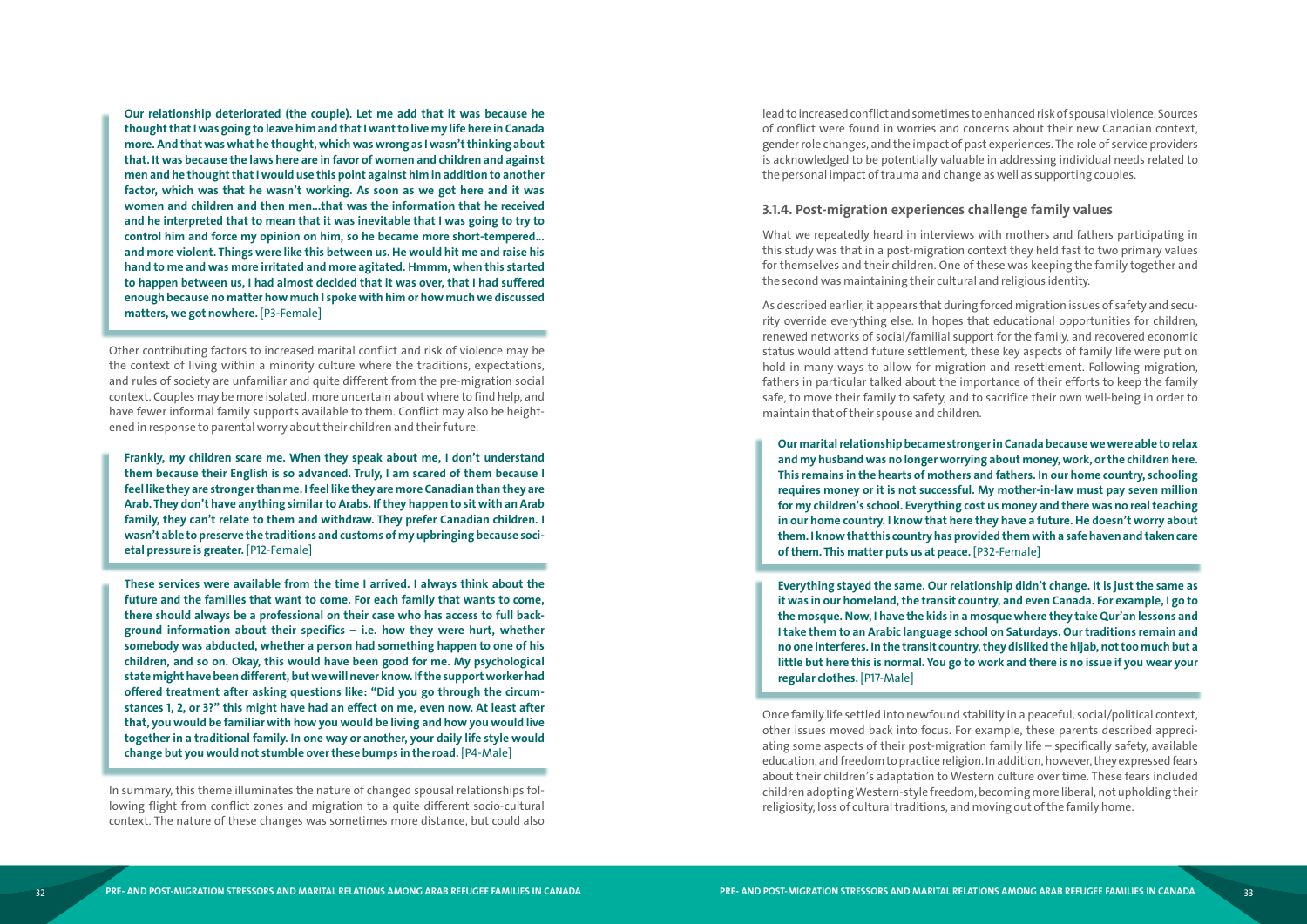**Our relationship deteriorated (the couple). Let me add that it was because he thought that I was going to leave him and that I want to live my life here in Canada more. And that was what he thought, which was wrong as I wasn't thinking about that. It was because the laws here are in favor of women and children and against men and he thought that I would use this point against him in addition to another factor, which was that he wasn't working. As soon as we got here and it was women and children and then men…that was the information that he received and he interpreted that to mean that it was inevitable that I was going to try to control him and force my opinion on him, so he became more short-tempered… and more violent. Things were like this between us. He would hit me and raise his hand to me and was more irritated and more agitated. Hmmm, when this started to happen between us, I had almost decided that it was over, that I had suffered enough because no matter how much I spoke with him or how much we discussed matters, we got nowhere.** [P3-Female]

Other contributing factors to increased marital conflict and risk of violence may be the context of living within a minority culture where the traditions, expectations, and rules of society are unfamiliar and quite different from the pre-migration social context. Couples may be more isolated, more uncertain about where to find help, and have fewer informal family supports available to them. Conflict may also be heightened in response to parental worry about their children and their future.

**Frankly, my children scare me. When they speak about me, I don't understand them because their English is so advanced. Truly, I am scared of them because I feel like they are stronger than me. I feel like they are more Canadian than they are Arab. They don't have anything similar to Arabs. If they happen to sit with an Arab family, they can't relate to them and withdraw. They prefer Canadian children. I wasn't able to preserve the traditions and customs of my upbringing because societal pressure is greater.** [P12-Female]

**These services were available from the time I arrived. I always think about the future and the families that want to come. For each family that wants to come, there should always be a professional on their case who has access to full background information about their specifics – i.e. how they were hurt, whether somebody was abducted, whether a person had something happen to one of his children, and so on. Okay, this would have been good for me. My psychological state might have been different, but we will never know. If the support worker had offered treatment after asking questions like: "Did you go through the circumstances 1, 2, or 3?" this might have had an effect on me, even now. At least after that, you would be familiar with how you would be living and how you would live together in a traditional family. In one way or another, your daily life style would change but you would not stumble over these bumps in the road.** [P4-Male]

In summary, this theme illuminates the nature of changed spousal relationships following flight from conflict zones and migration to a quite different socio-cultural context. The nature of these changes was sometimes more distance, but could also lead to increased conflict and sometimes to enhanced risk of spousal violence. Sources of conflict were found in worries and concerns about their new Canadian context, gender role changes, and the impact of past experiences. The role of service providers is acknowledged to be potentially valuable in addressing individual needs related to the personal impact of trauma and change as well as supporting couples.

### 3.1.4. Post-migration experiences challenge family values

What we repeatedly heard in interviews with mothers and fathers participating in this study was that in a post-migration context they held fast to two primary values for themselves and their children. One of these was keeping the family together and the second was maintaining their cultural and religious identity.

As described earlier, it appears that during forced migration issues of safety and security override everything else. In hopes that educational opportunities for children, renewed networks of social/familial support for the family, and recovered economic status would attend future settlement, these key aspects of family life were put on hold in many ways to allow for migration and resettlement. Following migration, fathers in particular talked about the importance of their efforts to keep the family safe, to move their family to safety, and to sacrifice their own well-being in order to maintain that of their spouse and children.

**Our marital relationship became stronger in Canada because we were able to relax and my husband was no longer worrying about money, work, or the children here. This remains in the hearts of mothers and fathers. In our home country, schooling requires money or it is not successful. My mother-in-law must pay seven million for my children's school. Everything cost us money and there was no real teaching in our home country. I know that here they have a future. He doesn't worry about them. I know that this country has provided them with a safe haven and taken care of them. This matter puts us at peace.** [P32-Female]

**Everything stayed the same. Our relationship didn't change. It is just the same as it was in our homeland, the transit country, and even Canada. For example, I go to the mosque. Now, I have the kids in a mosque where they take Qur'an lessons and I take them to an Arabic language school on Saturdays. Our traditions remain and no one interferes. In the transit country, they disliked the hijab, not too much but a little but here this is normal. You go to work and there is no issue if you wear your regular clothes.** [P17-Male]

Once family life settled into newfound stability in a peaceful, social/political context, other issues moved back into focus. For example, these parents described appreciating some aspects of their post-migration family life – specifically safety, available education, and freedom to practice religion. In addition, however, they expressed fears about their children's adaptation to Western culture over time. These fears included children adopting Western-style freedom, becoming more liberal, not upholding their religiosity, loss of cultural traditions, and moving out of the family home.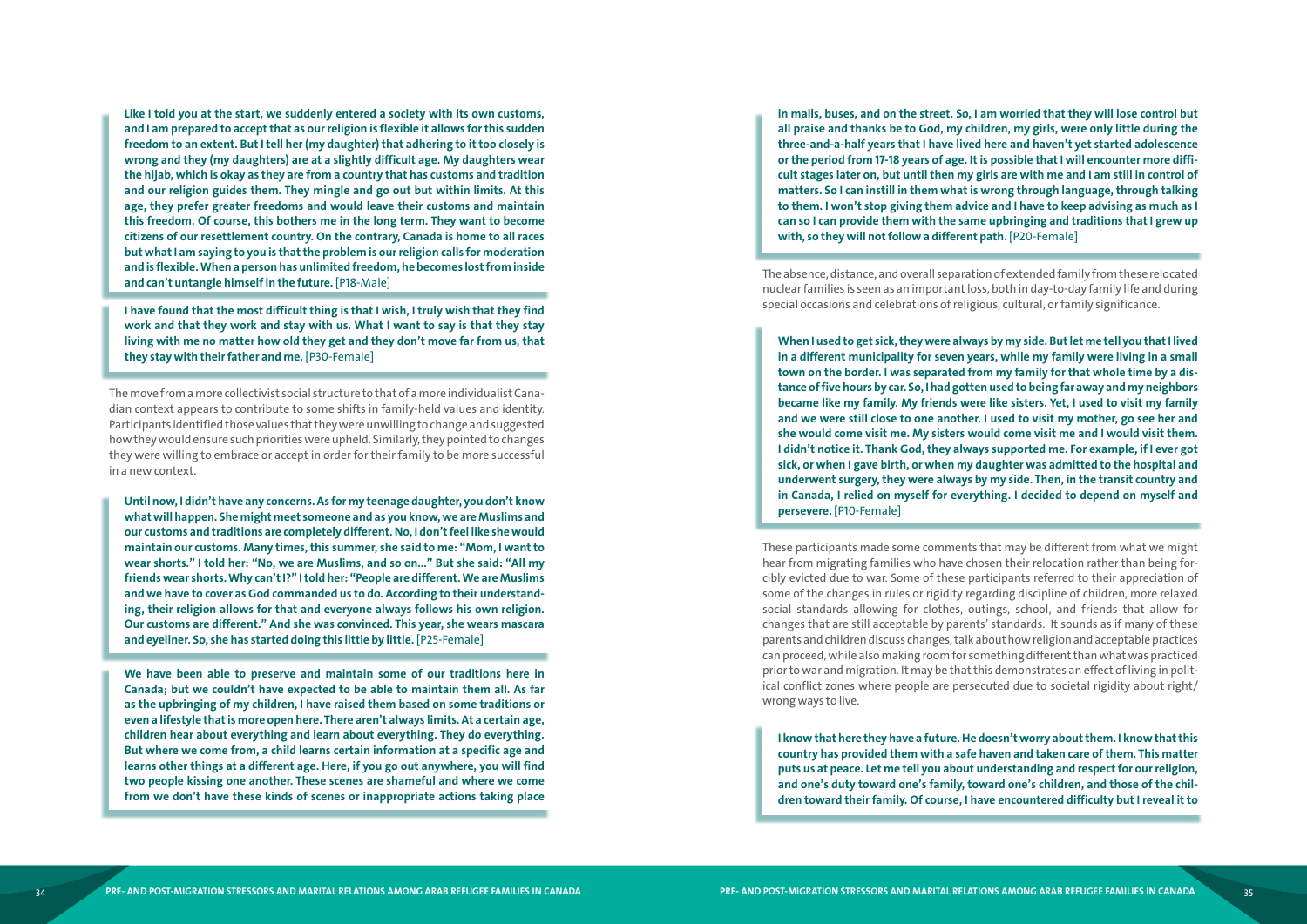**Like I told you at the start, we suddenly entered a society with its own customs, and I am prepared to accept that as our religion is flexible it allows for this sudden freedom to an extent. But I tell her (my daughter) that adhering to it too closely is wrong and they (my daughters) are at a slightly difficult age. My daughters wear the hijab, which is okay as they are from a country that has customs and tradition and our religion guides them. They mingle and go out but within limits. At this age, they prefer greater freedoms and would leave their customs and maintain this freedom. Of course, this bothers me in the long term. They want to become citizens of our resettlement country. On the contrary, Canada is home to all races but what I am saying to you is that the problem is our religion calls for moderation and is flexible. When a person has unlimited freedom, he becomes lost from inside and can't untangle himself in the future.** [P18-Male]

**I have found that the most difficult thing is that I wish, I truly wish that they find work and that they work and stay with us. What I want to say is that they stay living with me no matter how old they get and they don't move far from us, that they stay with their father and me.** [P30-Female]

The move from a more collectivist social structure to that of a more individualist Canadian context appears to contribute to some shifts in family-held values and identity. Participants identified those values that they were unwilling to change and suggested how they would ensure such priorities were upheld. Similarly, they pointed to changes they were willing to embrace or accept in order for their family to be more successful in a new context.

**Until now, I didn't have any concerns. As for my teenage daughter, you don't know what will happen. She might meet someone and as you know, we are Muslims and our customs and traditions are completely different. No, I don't feel like she would maintain our customs. Many times, this summer, she said to me: "Mom, I want to wear shorts." I told her: "No, we are Muslims, and so on..." But she said: "All my friends wear shorts. Why can't I?" I told her: "People are different. We are Muslims and we have to cover as God commanded us to do. According to their understanding, their religion allows for that and everyone always follows his own religion. Our customs are different." And she was convinced. This year, she wears mascara and eyeliner. So, she has started doing this little by little.** [P25-Female]

**We have been able to preserve and maintain some of our traditions here in Canada; but we couldn't have expected to be able to maintain them all. As far as the upbringing of my children, I have raised them based on some traditions or even a lifestyle that is more open here. There aren't always limits. At a certain age, children hear about everything and learn about everything. They do everything. But where we come from, a child learns certain information at a specific age and learns other things at a different age. Here, if you go out anywhere, you will find two people kissing one another. These scenes are shameful and where we come from we don't have these kinds of scenes or inappropriate actions taking place in malls, buses, and on the street. So, I am worried that they will lose control but all praise and thanks be to God, my children, my girls, were only little during the three-and-a-half years that I have lived here and haven't yet started adolescence or the period from 17-18 years of age. It is possible that I will encounter more difficult stages later on, but until then my girls are with me and I am still in control of matters. So I can instill in them what is wrong through language, through talking to them. I won't stop giving them advice and I have to keep advising as much as I can so I can provide them with the same upbringing and traditions that I grew up with, so they will not follow a different path.** [P20-Female]

The absence, distance, and overall separation of extended family from these relocated nuclear families is seen as an important loss, both in day-to-day family life and during special occasions and celebrations of religious, cultural, or family significance.

**When I used to get sick, they were always by my side. But let me tell you that I lived in a different municipality for seven years, while my family were living in a small town on the border. I was separated from my family for that whole time by a distance of five hours by car. So, I had gotten used to being far away and my neighbors became like my family. My friends were like sisters. Yet, I used to visit my family and we were still close to one another. I used to visit my mother, go see her and she would come visit me. My sisters would come visit me and I would visit them. I didn't notice it. Thank God, they always supported me. For example, if I ever got sick, or when I gave birth, or when my daughter was admitted to the hospital and underwent surgery, they were always by my side. Then, in the transit country and in Canada, I relied on myself for everything. I decided to depend on myself and persevere.** [P10-Female]

These participants made some comments that may be different from what we might hear from migrating families who have chosen their relocation rather than being forcibly evicted due to war. Some of these participants referred to their appreciation of some of the changes in rules or rigidity regarding discipline of children, more relaxed social standards allowing for clothes, outings, school, and friends that allow for changes that are still acceptable by parents' standards. It sounds as if many of these parents and children discuss changes, talk about how religion and acceptable practices can proceed, while also making room for something different than what was practiced prior to war and migration. It may be that this demonstrates an effect of living in political conflict zones where people are persecuted due to societal rigidity about right/wrong ways to live.

**I know that here they have a future. He doesn't worry about them. I know that this country has provided them with a safe haven and taken care of them. This matter puts us at peace. Let me tell you about understanding and respect for our religion, and one's duty toward one's family, toward one's children, and those of the children toward their family. Of course, I have encountered difficulty but I reveal it to**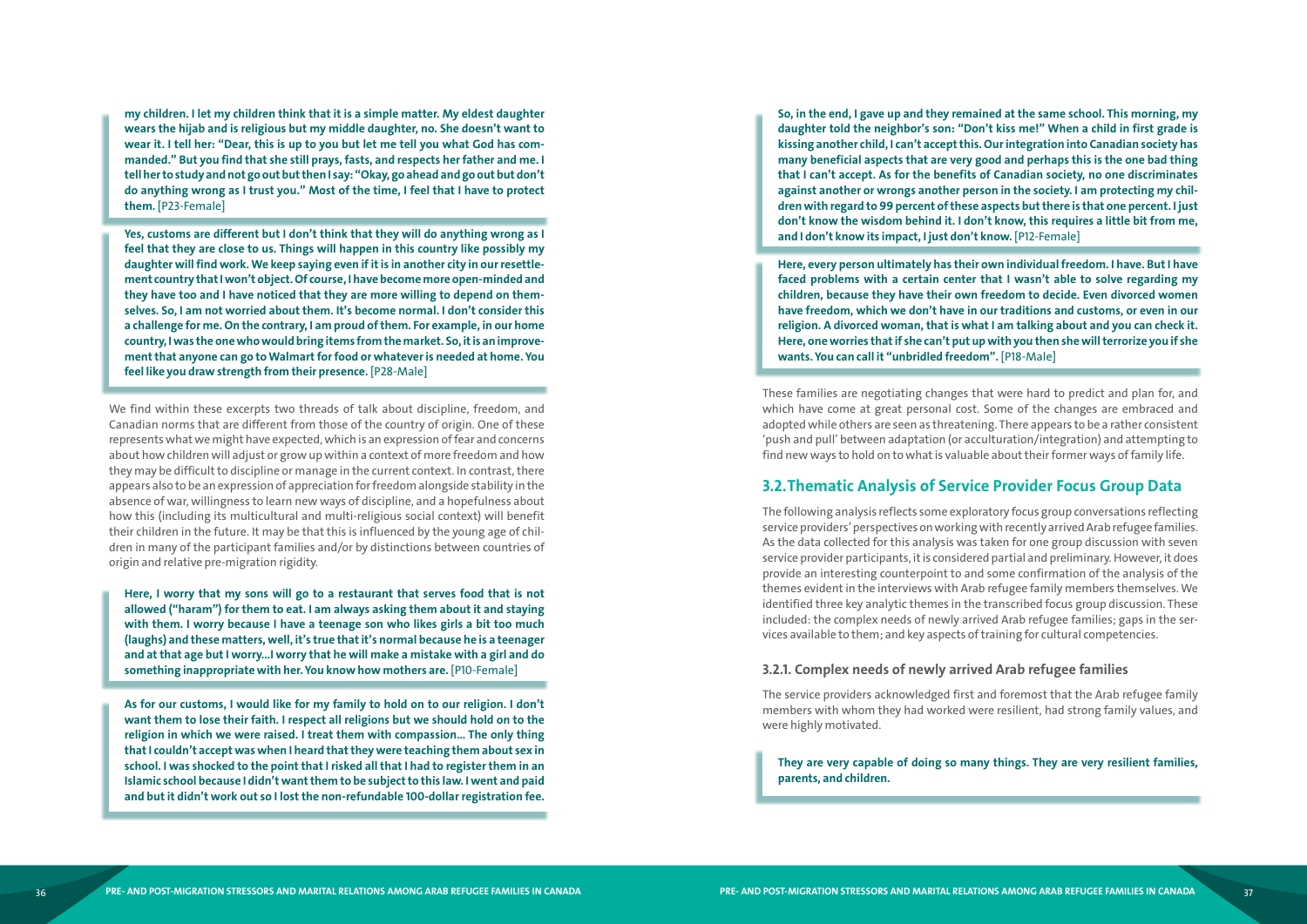**my children. I let my children think that it is a simple matter. My eldest daughter wears the hijab and is religious but my middle daughter, no. She doesn't want to wear it. I tell her: "Dear, this is up to you but let me tell you what God has commanded." But you find that she still prays, fasts, and respects her father and me. I tell her to study and not go out but then I say: "Okay, go ahead and go out but don't do anything wrong as I trust you." Most of the time, I feel that I have to protect them.** [P23-Female]

**Yes, customs are different but I don't think that they will do anything wrong as I feel that they are close to us. Things will happen in this country like possibly my daughter will find work. We keep saying even if it is in another city in our resettlement country that I won't object. Of course, I have become more open-minded and they have too and I have noticed that they are more willing to depend on themselves. So, I am not worried about them. It's become normal. I don't consider this a challenge for me. On the contrary, I am proud of them. For example, in our home country, I was the one who would bring items from the market. So, it is an improvement that anyone can go to Walmart for food or whatever is needed at home. You feel like you draw strength from their presence.** [P28-Male]

We find within these excerpts two threads of talk about discipline, freedom, and Canadian norms that are different from those of the country of origin. One of these represents what we might have expected, which is an expression of fear and concerns about how children will adjust or grow up within a context of more freedom and how they may be difficult to discipline or manage in the current context. In contrast, there appears also to be an expression of appreciation for freedom alongside stability in the absence of war, willingness to learn new ways of discipline, and a hopefulness about how this (including its multicultural and multi-religious social context) will benefit their children in the future. It may be that this is influenced by the young age of children in many of the participant families and/or by distinctions between countries of origin and relative pre-migration rigidity.

**Here, I worry that my sons will go to a restaurant that serves food that is not allowed ("haram") for them to eat. I am always asking them about it and staying with them. I worry because I have a teenage son who likes girls a bit too much (laughs) and these matters, well, it's true that it's normal because he is a teenager and at that age but I worry...I worry that he will make a mistake with a girl and do something inappropriate with her. You know how mothers are.** [P10-Female]

**As for our customs, I would like for my family to hold on to our religion. I don't want them to lose their faith. I respect all religions but we should hold on to the religion in which we were raised. I treat them with compassion... The only thing that I couldn't accept was when I heard that they were teaching them about sex in school. I was shocked to the point that I risked all that I had to register them in an Islamic school because I didn't want them to be subject to this law. I went and paid and but it didn't work out so I lost the non-refundable 100-dollar registration fee. So, in the end, I gave up and they remained at the same school. This morning, my daughter told the neighbor's son: "Don't kiss me!" When a child in first grade is kissing another child, I can't accept this. Our integration into Canadian society has many beneficial aspects that are very good and perhaps this is the one bad thing that I can't accept. As for the benefits of Canadian society, no one discriminates against another or wrongs another person in the society. I am protecting my children with regard to 99 percent of these aspects but there is that one percent. I just don't know the wisdom behind it. I don't know its impact, I just don't know.** [P12-Female]

**Here, every person ultimately has their own individual freedom. I have. But I have faced problems with a certain center that I wasn't able to solve regarding my children, because they have their own freedom to decide. Even divorced women have freedom, which we don't have in our traditions and customs, or even in our religion. A divorced woman, that is what I am talking about and you can check it. Here, one worries that if she can't put up with you then she will terrorize you if she wants. You can call it "unbridled freedom".** [P18-Male]

These families are negotiating changes that were hard to predict and plan for, and which have come at great personal cost. Some of the changes are embraced and adopted while others are seen as threatening. There appears to be a rather consistent 'push and pull' between adaptation (or acculturation/integration) and attempting to find new ways to hold on to what is valuable about their former ways of family life.

## 3.2. Thematic Analysis of Service Provider Focus Group Data

The following analysis reflects some exploratory focus group conversations reflecting service providers' perspectives on working with recently arrived Arab refugee families. As the data collected for this analysis was taken for one group discussion with seven service provider participants, it is considered partial and preliminary. However, it does provide an interesting counterpoint to and some confirmation of the analysis of the themes evident in the interviews with Arab refugee family members themselves. We identified three key analytic themes in the transcribed focus group discussion. These included: the complex needs of newly arrived Arab refugee families; gaps in the services available to them; and key aspects of training for cultural competencies.

### 3.2.1. Complex needs of newly arrived Arab refugee families

The service providers acknowledged first and foremost that the Arab refugee family members with whom they had worked were resilient, had strong family values, and were highly motivated.

**They are very capable of doing so many things. They are very resilient families, parents, and children.**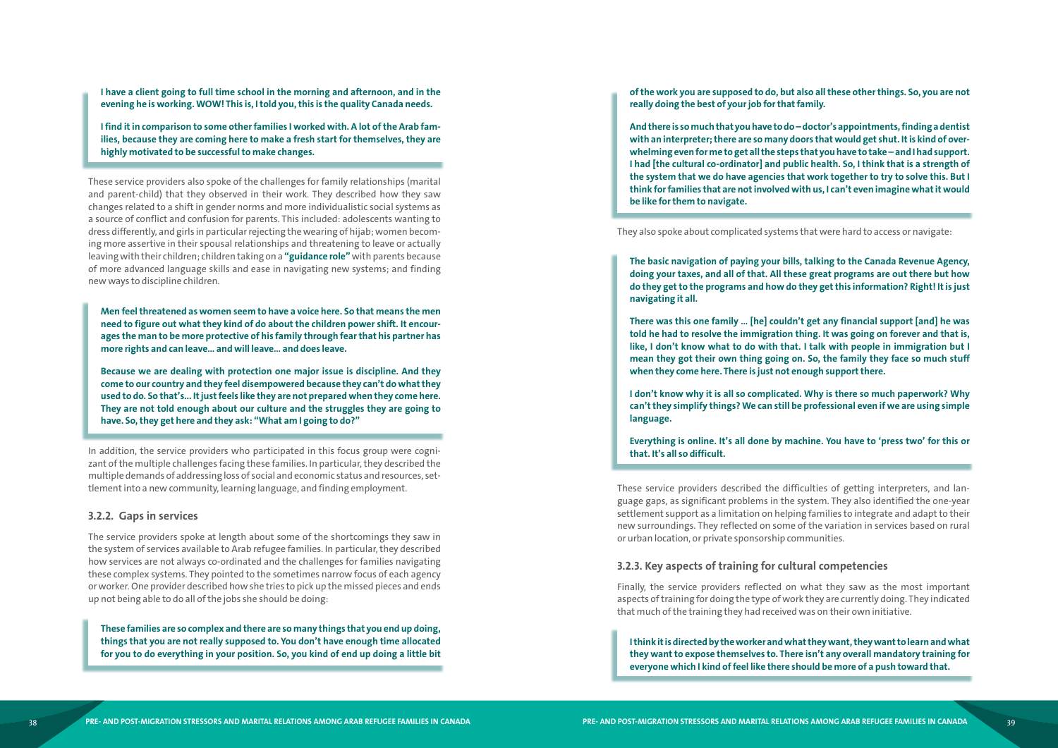**I have a client going to full time school in the morning and afternoon, and in the evening he is working. WOW! This is, I told you, this is the quality Canada needs.**

**I find it in comparison to some other families I worked with. A lot of the Arab families, because they are coming here to make a fresh start for themselves, they are highly motivated to be successful to make changes.**

These service providers also spoke of the challenges for family relationships (marital and parent-child) that they observed in their work. They described how they saw changes related to a shift in gender norms and more individualistic social systems as a source of conflict and confusion for parents. This included: adolescents wanting to dress differently, and girls in particular rejecting the wearing of hijab; women becoming more assertive in their spousal relationships and threatening to leave or actually leaving with their children; children taking on a **"guidance role"** with parents because of more advanced language skills and ease in navigating new systems; and finding new ways to discipline children.

**Men feel threatened as women seem to have a voice here. So that means the men need to figure out what they kind of do about the children power shift. It encourages the man to be more protective of his family through fear that his partner has more rights and can leave... and will leave... and does leave.**

**Because we are dealing with protection one major issue is discipline. And they come to our country and they feel disempowered because they can't do what they used to do. So that's... It just feels like they are not prepared when they come here. They are not told enough about our culture and the struggles they are going to have. So, they get here and they ask: "What am I going to do?"**

In addition, the service providers who participated in this focus group were cognizant of the multiple challenges facing these families. In particular, they described the multiple demands of addressing loss of social and economic status and resources, settlement into a new community, learning language, and finding employment.

### 3.2.2. Gaps in services

The service providers spoke at length about some of the shortcomings they saw in the system of services available to Arab refugee families. In particular, they described how services are not always co-ordinated and the challenges for families navigating these complex systems. They pointed to the sometimes narrow focus of each agency or worker. One provider described how she tries to pick up the missed pieces and ends up not being able to do all of the jobs she should be doing:

**These families are so complex and there are so many things that you end up doing, things that you are not really supposed to. You don't have enough time allocated for you to do everything in your position. So, you kind of end up doing a little bit of the work you are supposed to do, but also all these other things. So, you are not really doing the best of your job for that family.**

**And there is so much that you have to do – doctor's appointments, finding a dentist with an interpreter; there are so many doors that would get shut. It is kind of overwhelming even for me to get all the steps that you have to take – and I had support. I had [the cultural co-ordinator] and public health. So, I think that is a strength of the system that we do have agencies that work together to try to solve this. But I think for families that are not involved with us, I can't even imagine what it would be like for them to navigate.**

They also spoke about complicated systems that were hard to access or navigate:

**The basic navigation of paying your bills, talking to the Canada Revenue Agency, doing your taxes, and all of that. All these great programs are out there but how do they get to the programs and how do they get this information? Right! It is just navigating it all.**

**There was this one family ... [he] couldn't get any financial support [and] he was told he had to resolve the immigration thing. It was going on forever and that is, like, I don't know what to do with that. I talk with people in immigration but I mean they got their own thing going on. So, the family they face so much stuff when they come here. There is just not enough support there.**

**I don't know why it is all so complicated. Why is there so much paperwork? Why can't they simplify things? We can still be professional even if we are using simple language.**

**Everything is online. It's all done by machine. You have to 'press two' for this or that. It's all so difficult.**

These service providers described the difficulties of getting interpreters, and language gaps, as significant problems in the system. They also identified the one-year settlement support as a limitation on helping families to integrate and adapt to their new surroundings. They reflected on some of the variation in services based on rural or urban location, or private sponsorship communities.

### 3.2.3. Key aspects of training for cultural competencies

Finally, the service providers reflected on what they saw as the most important aspects of training for doing the type of work they are currently doing. They indicated that much of the training they had received was on their own initiative.

**I think it is directed by the worker and what they want, they want to learn and what they want to expose themselves to. There isn't any overall mandatory training for everyone which I kind of feel like there should be more of a push toward that.**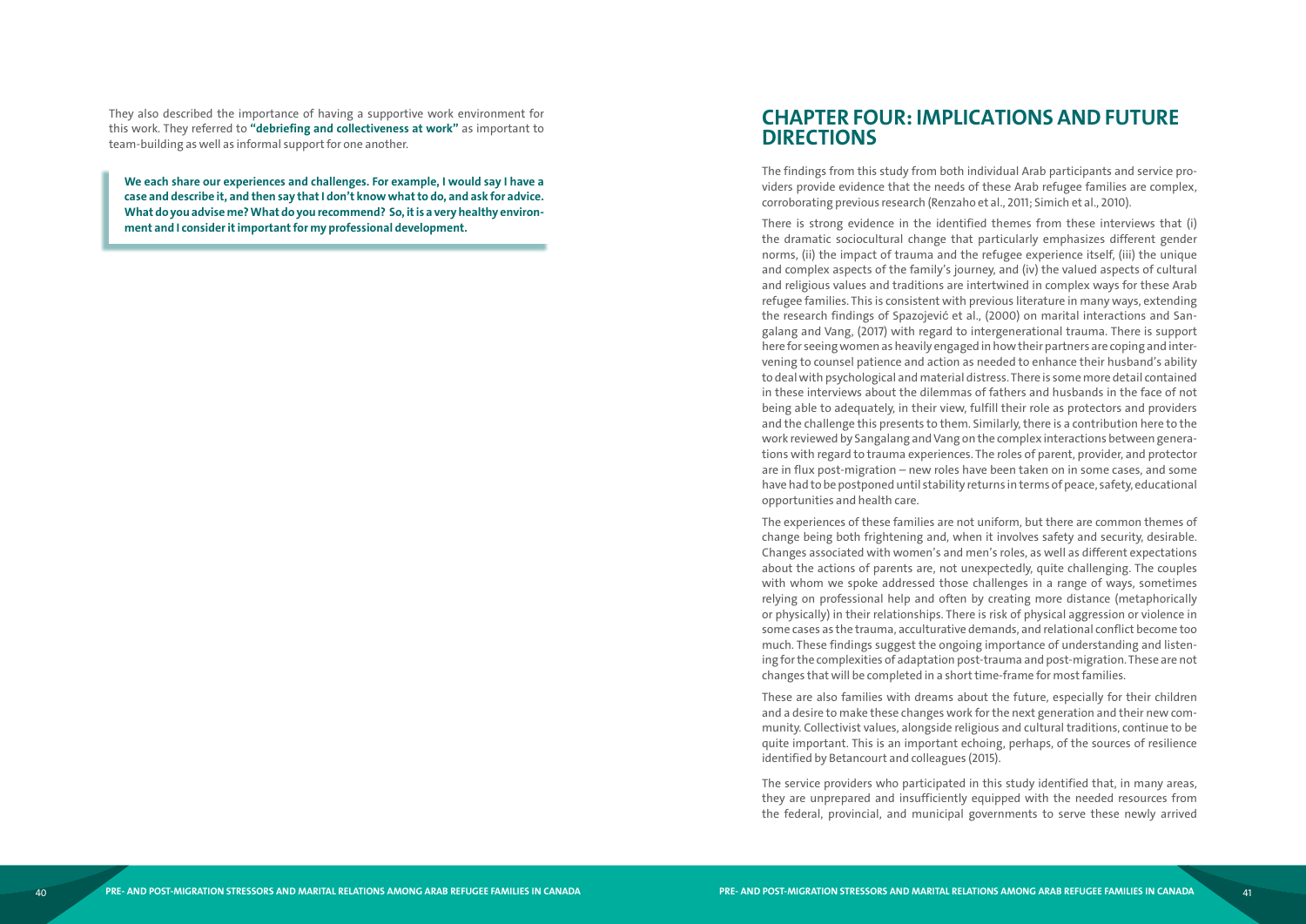They also described the importance of having a supportive work environment for this work. They referred to **"debriefing and collectiveness at work"** as important to team-building as well as informal support for one another.

> **We each share our experiences and challenges. For example, I would say I have a case and describe it, and then say that I don't know what to do, and ask for advice. What do you advise me? What do you recommend? So, it is a very healthy environment and I consider it important for my professional development.**

# CHAPTER FOUR: IMPLICATIONS AND FUTURE DIRECTIONS

The findings from this study from both individual Arab participants and service providers provide evidence that the needs of these Arab refugee families are complex, corroborating previous research (Renzaho et al., 2011; Simich et al., 2010).

There is strong evidence in the identified themes from these interviews that (i) the dramatic sociocultural change that particularly emphasizes different gender norms, (ii) the impact of trauma and the refugee experience itself, (iii) the unique and complex aspects of the family's journey, and (iv) the valued aspects of cultural and religious values and traditions are intertwined in complex ways for these Arab refugee families. This is consistent with previous literature in many ways, extending the research findings of Spazojević et al., (2000) on marital interactions and Sangalang and Vang, (2017) with regard to intergenerational trauma. There is support here for seeing women as heavily engaged in how their partners are coping and intervening to counsel patience and action as needed to enhance their husband's ability to deal with psychological and material distress. There is some more detail contained in these interviews about the dilemmas of fathers and husbands in the face of not being able to adequately, in their view, fulfill their role as protectors and providers and the challenge this presents to them. Similarly, there is a contribution here to the work reviewed by Sangalang and Vang on the complex interactions between generations with regard to trauma experiences. The roles of parent, provider, and protector are in flux post-migration – new roles have been taken on in some cases, and some have had to be postponed until stability returns in terms of peace, safety, educational opportunities and health care.

The experiences of these families are not uniform, but there are common themes of change being both frightening and, when it involves safety and security, desirable. Changes associated with women's and men's roles, as well as different expectations about the actions of parents are, not unexpectedly, quite challenging. The couples with whom we spoke addressed those challenges in a range of ways, sometimes relying on professional help and often by creating more distance (metaphorically or physically) in their relationships. There is risk of physical aggression or violence in some cases as the trauma, acculturative demands, and relational conflict become too much. These findings suggest the ongoing importance of understanding and listening for the complexities of adaptation post-trauma and post-migration. These are not changes that will be completed in a short time-frame for most families.

These are also families with dreams about the future, especially for their children and a desire to make these changes work for the next generation and their new community. Collectivist values, alongside religious and cultural traditions, continue to be quite important. This is an important echoing, perhaps, of the sources of resilience identified by Betancourt and colleagues (2015).

The service providers who participated in this study identified that, in many areas, they are unprepared and insufficiently equipped with the needed resources from the federal, provincial, and municipal governments to serve these newly arrived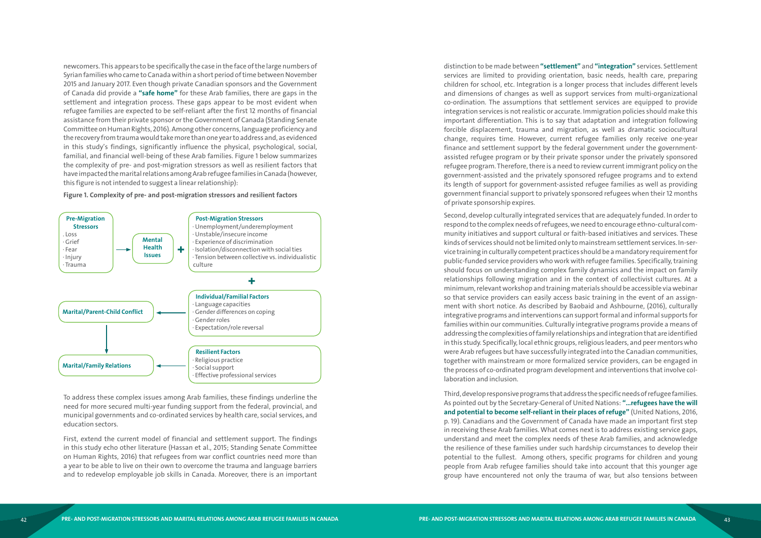newcomers. This appears to be specifically the case in the face of the large numbers of Syrian families who came to Canada within a short period of time between November 2015 and January 2017. Even though private Canadian sponsors and the Government of Canada did provide a **"safe home"** for these Arab families, there are gaps in the settlement and integration process. These gaps appear to be most evident when refugee families are expected to be self-reliant after the first 12 months of financial assistance from their private sponsor or the Government of Canada (Standing Senate Committee on Human Rights, 2016). Among other concerns, language proficiency and the recovery from trauma would take more than one year to address and, as evidenced in this study's findings, significantly influence the physical, psychological, social, familial, and financial well-being of these Arab families. Figure 1 below summarizes the complexity of pre- and post-migration stressors as well as resilient factors that have impacted the marital relations among Arab refugee families in Canada (however, this figure is not intended to suggest a linear relationship):

**Figure 1. Complexity of pre- and post-migration stressors and resilient factors**

**Pre-Migration Stressors**
- Loss
- Grief
- Fear
- Injury
- Trauma

→ **Mental Health Issues** +

**Post-Migration Stressors**
- Unemployment/underemployment
- Unstable/insecure income
- Experience of discrimination
- Isolation/disconnection with social ties
- Tension between collective vs. individualistic culture

+

**Individual/Familial Factors** → **Marital/Parent-Child Conflict**
- Language capacities
- Gender differences on coping
- Gender roles
- Expectation/role reversal

**Marital/Parent-Child Conflict** ↓ **Marital/Family Relations**

**Resilient Factors** → **Marital/Family Relations**
- Religious practice
- Social support
- Effective professional services

To address these complex issues among Arab families, these findings underline the need for more secured multi-year funding support from the federal, provincial, and municipal governments and co-ordinated services by health care, social services, and education sectors.

First, extend the current model of financial and settlement support. The findings in this study echo other literature (Hassan et al., 2015; Standing Senate Committee on Human Rights, 2016) that refugees from war conflict countries need more than a year to be able to live on their own to overcome the trauma and language barriers and to redevelop employable job skills in Canada. Moreover, there is an important distinction to be made between **"settlement"** and **"integration"** services. Settlement services are limited to providing orientation, basic needs, health care, preparing children for school, etc. Integration is a longer process that includes different levels and dimensions of changes as well as support services from multi-organizational co-ordination. The assumptions that settlement services are equipped to provide integration services is not realistic or accurate. Immigration policies should make this important differentiation. This is to say that adaptation and integration following forcible displacement, trauma and migration, as well as dramatic sociocultural change, requires time. However, current refugee families only receive one-year finance and settlement support by the federal government under the government-assisted refugee program or by their private sponsor under the privately sponsored refugee program. Therefore, there is a need to review current immigrant policy on the government-assisted and the privately sponsored refugee programs and to extend its length of support for government-assisted refugee families as well as providing government financial support to privately sponsored refugees when their 12 months of private sponsorship expires.

Second, develop culturally integrated services that are adequately funded. In order to respond to the complex needs of refugees, we need to encourage ethno-cultural community initiatives and support cultural or faith-based initiatives and services. These kinds of services should not be limited only to mainstream settlement services. In-service training in culturally competent practices should be a mandatory requirement for public-funded service providers who work with refugee families. Specifically, training should focus on understanding complex family dynamics and the impact on family relationships following migration and in the context of collectivist cultures. At a minimum, relevant workshop and training materials should be accessible via webinar so that service providers can easily access basic training in the event of an assignment with short notice. As described by Baobaid and Ashbourne, (2016), culturally integrative programs and interventions can support formal and informal supports for families within our communities. Culturally integrative programs provide a means of addressing the complexities of family relationships and integration that are identified in this study. Specifically, local ethnic groups, religious leaders, and peer mentors who were Arab refugees but have successfully integrated into the Canadian communities, together with mainstream or more formalized service providers, can be engaged in the process of co-ordinated program development and interventions that involve collaboration and inclusion.

Third, develop responsive programs that address the specific needs of refugee families. As pointed out by the Secretary-General of United Nations: **"...refugees have the will and potential to become self-reliant in their places of refuge"** (United Nations, 2016, p. 19). Canadians and the Government of Canada have made an important first step in receiving these Arab families. What comes next is to address existing service gaps, understand and meet the complex needs of these Arab families, and acknowledge the resilience of these families under such hardship circumstances to develop their potential to the fullest. Among others, specific programs for children and young people from Arab refugee families should take into account that this younger age group have encountered not only the trauma of war, but also tensions between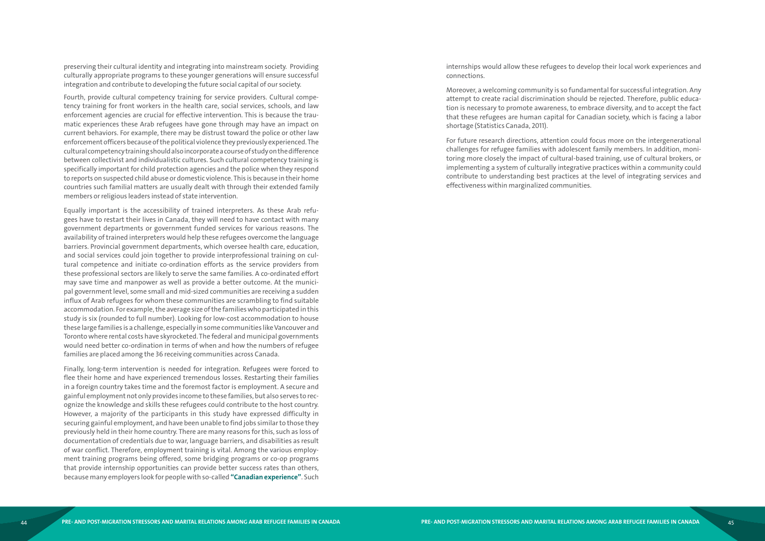preserving their cultural identity and integrating into mainstream society. Providing culturally appropriate programs to these younger generations will ensure successful integration and contribute to developing the future social capital of our society.

Fourth, provide cultural competency training for service providers. Cultural competency training for front workers in the health care, social services, schools, and law enforcement agencies are crucial for effective intervention. This is because the traumatic experiences these Arab refugees have gone through may have an impact on current behaviors. For example, there may be distrust toward the police or other law enforcement officers because of the political violence they previously experienced. The cultural competency training should also incorporate a course of study on the difference between collectivist and individualistic cultures. Such cultural competency training is specifically important for child protection agencies and the police when they respond to reports on suspected child abuse or domestic violence. This is because in their home countries such familial matters are usually dealt with through their extended family members or religious leaders instead of state intervention.

Equally important is the accessibility of trained interpreters. As these Arab refugees have to restart their lives in Canada, they will need to have contact with many government departments or government funded services for various reasons. The availability of trained interpreters would help these refugees overcome the language barriers. Provincial government departments, which oversee health care, education, and social services could join together to provide interprofessional training on cultural competence and initiate co-ordination efforts as the service providers from these professional sectors are likely to serve the same families. A co-ordinated effort may save time and manpower as well as provide a better outcome. At the municipal government level, some small and mid-sized communities are receiving a sudden influx of Arab refugees for whom these communities are scrambling to find suitable accommodation. For example, the average size of the families who participated in this study is six (rounded to full number). Looking for low-cost accommodation to house these large families is a challenge, especially in some communities like Vancouver and Toronto where rental costs have skyrocketed. The federal and municipal governments would need better co-ordination in terms of when and how the numbers of refugee families are placed among the 36 receiving communities across Canada.

Finally, long-term intervention is needed for integration. Refugees were forced to flee their home and have experienced tremendous losses. Restarting their families in a foreign country takes time and the foremost factor is employment. A secure and gainful employment not only provides income to these families, but also serves to recognize the knowledge and skills these refugees could contribute to the host country. However, a majority of the participants in this study have expressed difficulty in securing gainful employment, and have been unable to find jobs similar to those they previously held in their home country. There are many reasons for this, such as loss of documentation of credentials due to war, language barriers, and disabilities as result of war conflict. Therefore, employment training is vital. Among the various employment training programs being offered, some bridging programs or co-op programs that provide internship opportunities can provide better success rates than others, because many employers look for people with so-called **"Canadian experience"**. Such internships would allow these refugees to develop their local work experiences and connections.

Moreover, a welcoming community is so fundamental for successful integration. Any attempt to create racial discrimination should be rejected. Therefore, public education is necessary to promote awareness, to embrace diversity, and to accept the fact that these refugees are human capital for Canadian society, which is facing a labor shortage (Statistics Canada, 2011).

For future research directions, attention could focus more on the intergenerational challenges for refugee families with adolescent family members. In addition, monitoring more closely the impact of cultural-based training, use of cultural brokers, or implementing a system of culturally integrative practices within a community could contribute to understanding best practices at the level of integrating services and effectiveness within marginalized communities.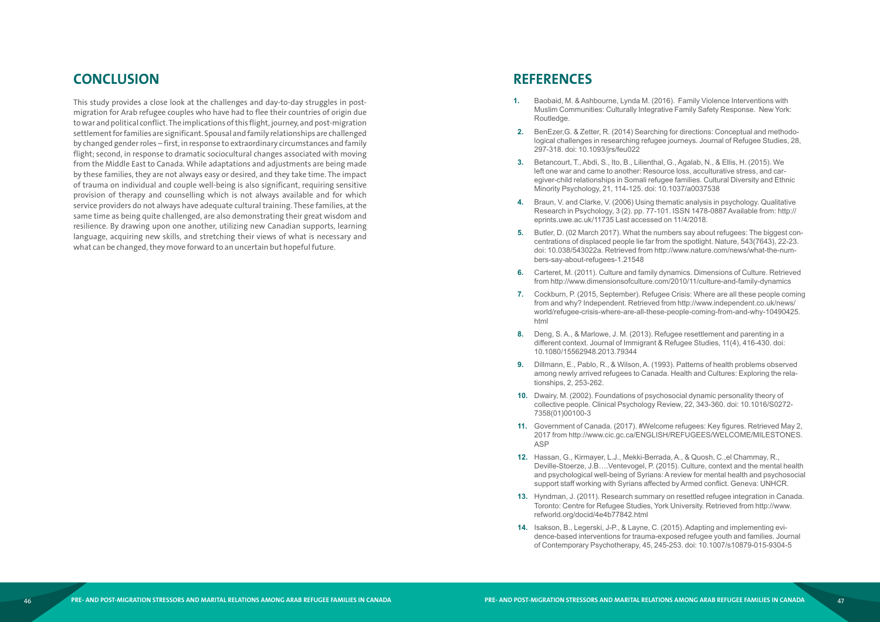## CONCLUSION

This study provides a close look at the challenges and day-to-day struggles in post-migration for Arab refugee couples who have had to flee their countries of origin due to war and political conflict. The implications of this flight, journey, and post-migration settlement for families are significant. Spousal and family relationships are challenged by changed gender roles – first, in response to extraordinary circumstances and family flight; second, in response to dramatic sociocultural changes associated with moving from the Middle East to Canada. While adaptations and adjustments are being made by these families, they are not always easy or desired, and they take time. The impact of trauma on individual and couple well-being is also significant, requiring sensitive provision of therapy and counselling which is not always available and for which service providers do not always have adequate cultural training. These families, at the same time as being quite challenged, are also demonstrating their great wisdom and resilience. By drawing upon one another, utilizing new Canadian supports, learning language, acquiring new skills, and stretching their views of what is necessary and what can be changed, they move forward to an uncertain but hopeful future.

## REFERENCES

1. Baobaid, M. & Ashbourne, Lynda M. (2016). Family Violence Interventions with Muslim Communities: Culturally Integrative Family Safety Response. New York: Routledge.
2. BenEzer,G. & Zetter, R. (2014) Searching for directions: Conceptual and methodological challenges in researching refugee journeys. Journal of Refugee Studies, 28, 297-318. doi: 10.1093/jrs/feu022
3. Betancourt, T., Abdi, S., Ito, B., Lilienthal, G., Agalab, N., & Ellis, H. (2015). We left one war and came to another: Resource loss, acculturative stress, and caregiver-child relationships in Somali refugee families. Cultural Diversity and Ethnic Minority Psychology, 21, 114-125. doi: 10.1037/a0037538
4. Braun, V. and Clarke, V. (2006) Using thematic analysis in psychology. Qualitative Research in Psychology, 3 (2). pp. 77-101. ISSN 1478-0887 Available from: http://eprints.uwe.ac.uk/11735 Last accessed on 11/4/2018.
5. Butler, D. (02 March 2017). What the numbers say about refugees: The biggest concentrations of displaced people lie far from the spotlight. Nature, 543(7643), 22-23. doi: 10.038/543022a. Retrieved from http://www.nature.com/news/what-the-numbers-say-about-refugees-1.21548
6. Carteret, M. (2011). Culture and family dynamics. Dimensions of Culture. Retrieved from http://www.dimensionsofculture.com/2010/11/culture-and-family-dynamics
7. Cockburn, P. (2015, September). Refugee Crisis: Where are all these people coming from and why? Independent. Retrieved from http://www.independent.co.uk/news/world/refugee-crisis-where-are-all-these-people-coming-from-and-why-10490425.html
8. Deng, S. A., & Marlowe, J. M. (2013). Refugee resettlement and parenting in a different context. Journal of Immigrant & Refugee Studies, 11(4), 416-430. doi: 10.1080/15562948.2013.79344
9. Dillmann, E., Pablo, R., & Wilson, A. (1993). Patterns of health problems observed among newly arrived refugees to Canada. Health and Cultures: Exploring the relationships, 2, 253-262.
10. Dwairy, M. (2002). Foundations of psychosocial dynamic personality theory of collective people. Clinical Psychology Review, 22, 343-360. doi: 10.1016/S0272-7358(01)00100-3
11. Government of Canada. (2017). #Welcome refugees: Key figures. Retrieved May 2, 2017 from http://www.cic.gc.ca/ENGLISH/REFUGEES/WELCOME/MILESTONES.ASP
12. Hassan, G., Kirmayer, L.J., Mekki-Berrada, A., & Quosh, C.,el Chammay, R., Deville-Stoerze, J.B….Ventevogel, P. (2015). Culture, context and the mental health and psychological well-being of Syrians: A review for mental health and psychosocial support staff working with Syrians affected by Armed conflict. Geneva: UNHCR.
13. Hyndman, J. (2011). Research summary on resettled refugee integration in Canada. Toronto: Centre for Refugee Studies, York University. Retrieved from http://www.refworld.org/docid/4e4b77842.html
14. Isakson, B., Legerski, J-P., & Layne, C. (2015). Adapting and implementing evidence-based interventions for trauma-exposed refugee youth and families. Journal of Contemporary Psychotherapy, 45, 245-253. doi: 10.1007/s10879-015-9304-5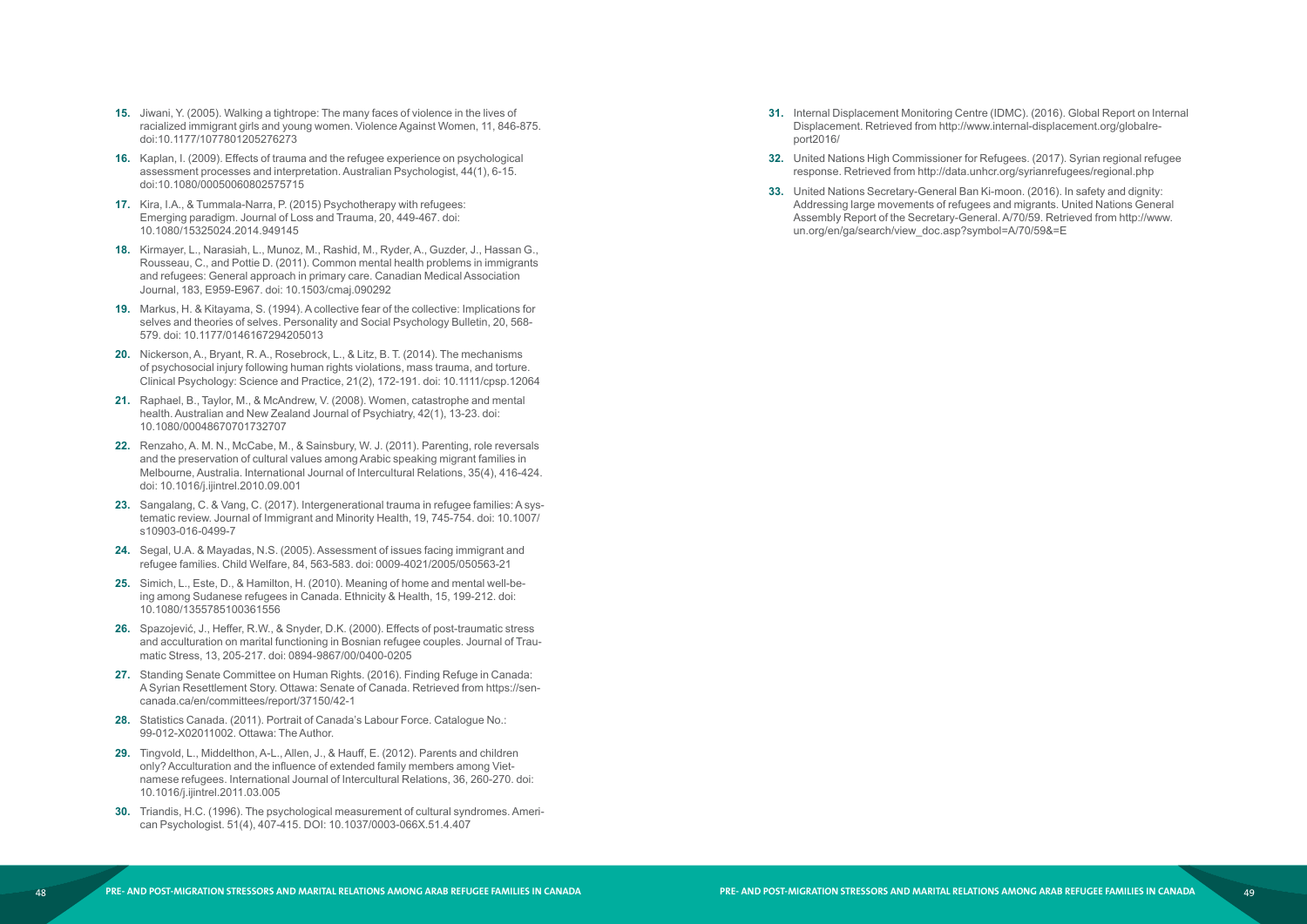15. Jiwani, Y. (2005). Walking a tightrope: The many faces of violence in the lives of racialized immigrant girls and young women. Violence Against Women, 11, 846-875. doi:10.1177/1077801205276273

16. Kaplan, I. (2009). Effects of trauma and the refugee experience on psychological assessment processes and interpretation. Australian Psychologist, 44(1), 6-15. doi:10.1080/00050060802575715

17. Kira, I.A., & Tummala-Narra, P. (2015) Psychotherapy with refugees: Emerging paradigm. Journal of Loss and Trauma, 20, 449-467. doi: 10.1080/15325024.2014.949145

18. Kirmayer, L., Narasiah, L., Munoz, M., Rashid, M., Ryder, A., Guzder, J., Hassan G., Rousseau, C., and Pottie D. (2011). Common mental health problems in immigrants and refugees: General approach in primary care. Canadian Medical Association Journal, 183, E959-E967. doi: 10.1503/cmaj.090292

19. Markus, H. & Kitayama, S. (1994). A collective fear of the collective: Implications for selves and theories of selves. Personality and Social Psychology Bulletin, 20, 568-579. doi: 10.1177/0146167294205013

20. Nickerson, A., Bryant, R. A., Rosebrock, L., & Litz, B. T. (2014). The mechanisms of psychosocial injury following human rights violations, mass trauma, and torture. Clinical Psychology: Science and Practice, 21(2), 172-191. doi: 10.1111/cpsp.12064

21. Raphael, B., Taylor, M., & McAndrew, V. (2008). Women, catastrophe and mental health. Australian and New Zealand Journal of Psychiatry, 42(1), 13-23. doi: 10.1080/00048670701732707

22. Renzaho, A. M. N., McCabe, M., & Sainsbury, W. J. (2011). Parenting, role reversals and the preservation of cultural values among Arabic speaking migrant families in Melbourne, Australia. International Journal of Intercultural Relations, 35(4), 416-424. doi: 10.1016/j.ijintrel.2010.09.001

23. Sangalang, C. & Vang, C. (2017). Intergenerational trauma in refugee families: A systematic review. Journal of Immigrant and Minority Health, 19, 745-754. doi: 10.1007/s10903-016-0499-7

24. Segal, U.A. & Mayadas, N.S. (2005). Assessment of issues facing immigrant and refugee families. Child Welfare, 84, 563-583. doi: 0009-4021/2005/050563-21

25. Simich, L., Este, D., & Hamilton, H. (2010). Meaning of home and mental well-being among Sudanese refugees in Canada. Ethnicity & Health, 15, 199-212. doi: 10.1080/13557851003615556

26. Spazojević, J., Heffer, R.W., & Snyder, D.K. (2000). Effects of post-traumatic stress and acculturation on marital functioning in Bosnian refugee couples. Journal of Traumatic Stress, 13, 205-217. doi: 0894-9867/00/0400-0205

27. Standing Senate Committee on Human Rights. (2016). Finding Refuge in Canada: A Syrian Resettlement Story. Ottawa: Senate of Canada. Retrieved from https://sencanada.ca/en/committees/report/37150/42-1

28. Statistics Canada. (2011). Portrait of Canada's Labour Force. Catalogue No.: 99-012-X02011002. Ottawa: The Author.

29. Tingvold, L., Middelthon, A-L., Allen, J., & Hauff, E. (2012). Parents and children only? Acculturation and the influence of extended family members among Vietnamese refugees. International Journal of Intercultural Relations, 36, 260-270. doi: 10.1016/j.ijintrel.2011.03.005

30. Triandis, H.C. (1996). The psychological measurement of cultural syndromes. American Psychologist. 51(4), 407-415. DOI: 10.1037/0003-066X.51.4.407

31. Internal Displacement Monitoring Centre (IDMC). (2016). Global Report on Internal Displacement. Retrieved from http://www.internal-displacement.org/globalreport2016/

32. United Nations High Commissioner for Refugees. (2017). Syrian regional refugee response. Retrieved from http://data.unhcr.org/syrianrefugees/regional.php

33. United Nations Secretary-General Ban Ki-moon. (2016). In safety and dignity: Addressing large movements of refugees and migrants. United Nations General Assembly Report of the Secretary-General. A/70/59. Retrieved from http://www.un.org/en/ga/search/view_doc.asp?symbol=A/70/59&=E